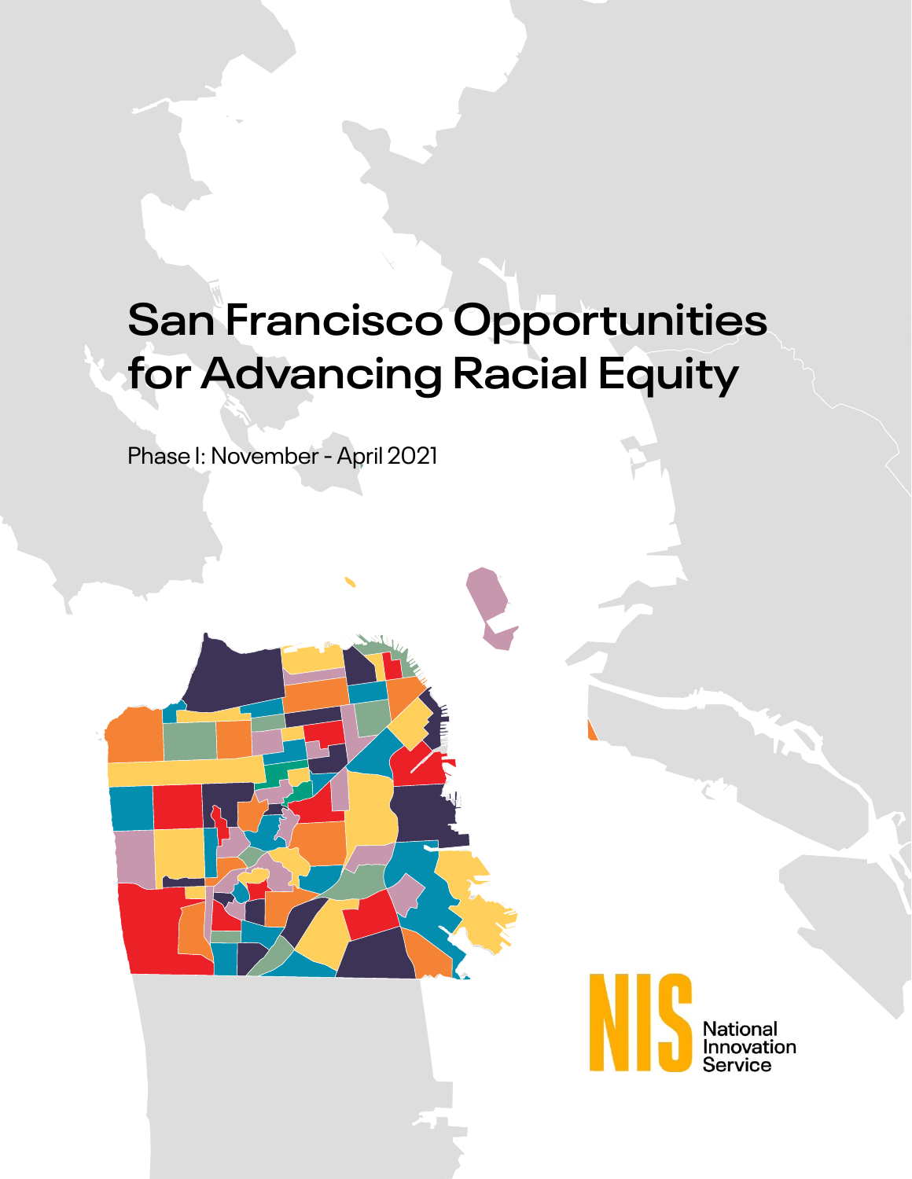# San Francisco Opportunities for Advancing Racial Equity

Phase I: November - April 2021

NIS National Innovation Service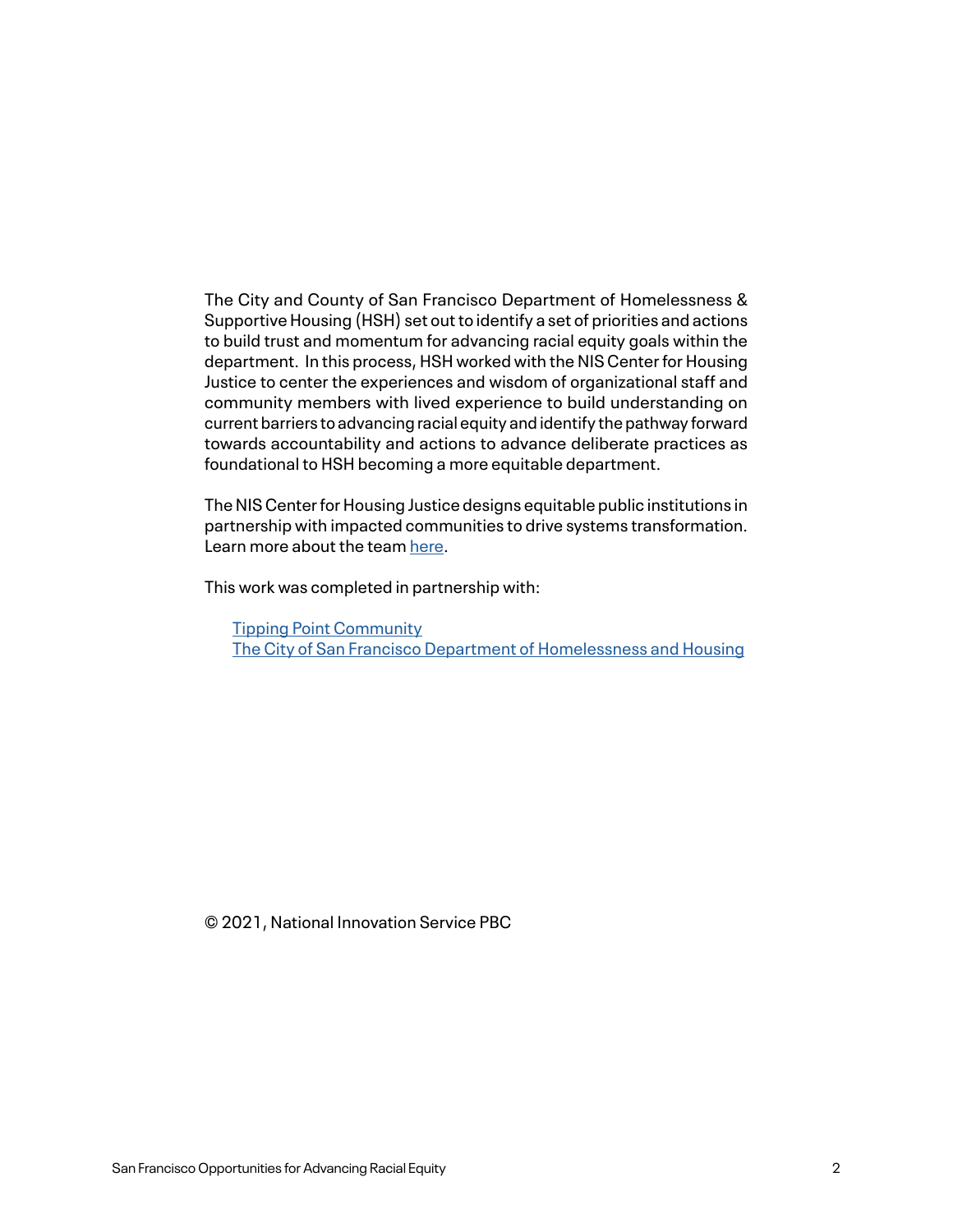The City and County of San Francisco Department of Homelessness & Supportive Housing (HSH) set out to identify a set of priorities and actions to build trust and momentum for advancing racial equity goals within the department. In this process, HSH worked with the NIS Center for Housing Justice to center the experiences and wisdom of organizational staff and community members with lived experience to build understanding on current barriers to advancing racial equity and identify the pathway forward towards accountability and actions to advance deliberate practices as foundational to HSH becoming a more equitable department.

The NIS Center for Housing Justice designs equitable public institutions in partnership with impacted communities to drive systems transformation. Learn more about the team here.

This work was completed in partnership with:

Tipping Point Community
The City of San Francisco Department of Homelessness and Housing

© 2021, National Innovation Service PBC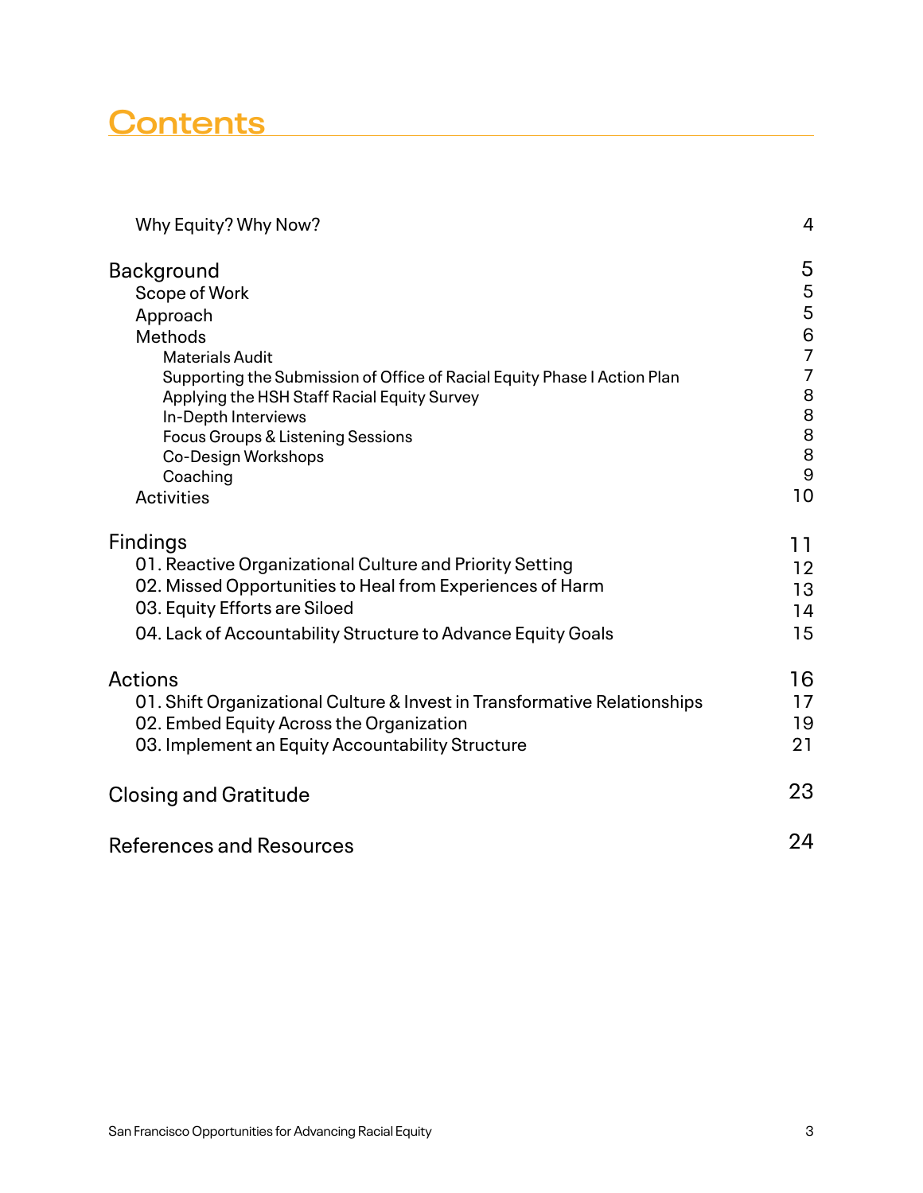# Contents

| | |
|---|---|
| Why Equity? Why Now? | 4 |
| **Background** | **5** |
| Scope of Work | 5 |
| Approach | 5 |
| Methods | 6 |
| Materials Audit | 7 |
| Supporting the Submission of Office of Racial Equity Phase I Action Plan | 7 |
| Applying the HSH Staff Racial Equity Survey | 8 |
| In-Depth Interviews | 8 |
| Focus Groups & Listening Sessions | 8 |
| Co-Design Workshops | 8 |
| Coaching | 9 |
| Activities | 10 |
| **Findings** | **11** |
| 01. Reactive Organizational Culture and Priority Setting | 12 |
| 02. Missed Opportunities to Heal from Experiences of Harm | 13 |
| 03. Equity Efforts are Siloed | 14 |
| 04. Lack of Accountability Structure to Advance Equity Goals | 15 |
| **Actions** | **16** |
| 01. Shift Organizational Culture & Invest in Transformative Relationships | 17 |
| 02. Embed Equity Across the Organization | 19 |
| 03. Implement an Equity Accountability Structure | 21 |
| **Closing and Gratitude** | **23** |
| **References and Resources** | **24** |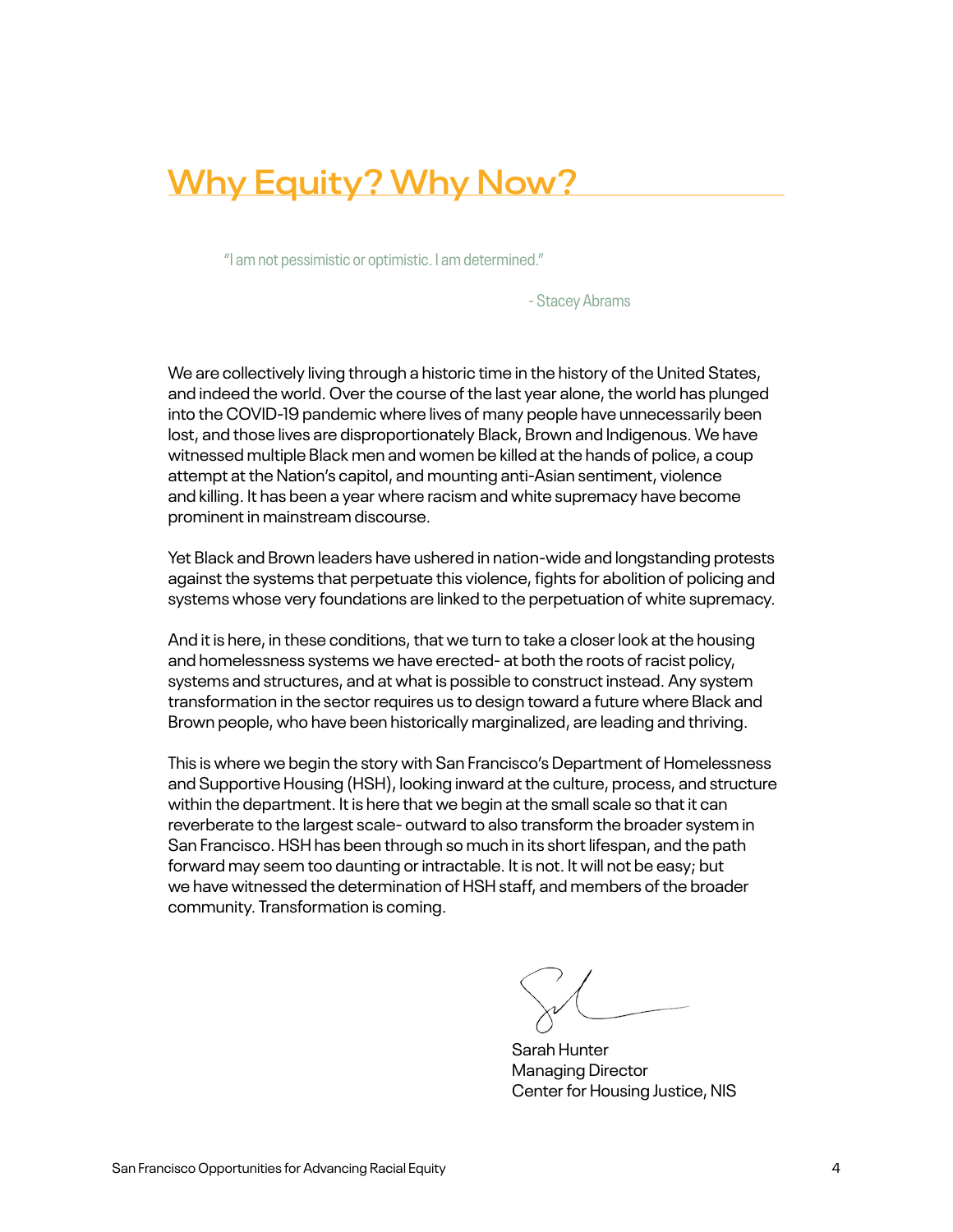# Why Equity? Why Now?

> "I am not pessimistic or optimistic. I am determined."
>
> - Stacey Abrams

We are collectively living through a historic time in the history of the United States, and indeed the world. Over the course of the last year alone, the world has plunged into the COVID-19 pandemic where lives of many people have unnecessarily been lost, and those lives are disproportionately Black, Brown and Indigenous. We have witnessed multiple Black men and women be killed at the hands of police, a coup attempt at the Nation's capitol, and mounting anti-Asian sentiment, violence and killing. It has been a year where racism and white supremacy have become prominent in mainstream discourse.

Yet Black and Brown leaders have ushered in nation-wide and longstanding protests against the systems that perpetuate this violence, fights for abolition of policing and systems whose very foundations are linked to the perpetuation of white supremacy.

And it is here, in these conditions, that we turn to take a closer look at the housing and homelessness systems we have erected- at both the roots of racist policy, systems and structures, and at what is possible to construct instead. Any system transformation in the sector requires us to design toward a future where Black and Brown people, who have been historically marginalized, are leading and thriving.

This is where we begin the story with San Francisco's Department of Homelessness and Supportive Housing (HSH), looking inward at the culture, process, and structure within the department. It is here that we begin at the small scale so that it can reverberate to the largest scale- outward to also transform the broader system in San Francisco. HSH has been through so much in its short lifespan, and the path forward may seem too daunting or intractable. It is not. It will not be easy; but we have witnessed the determination of HSH staff, and members of the broader community. Transformation is coming.

Sarah Hunter
Managing Director
Center for Housing Justice, NIS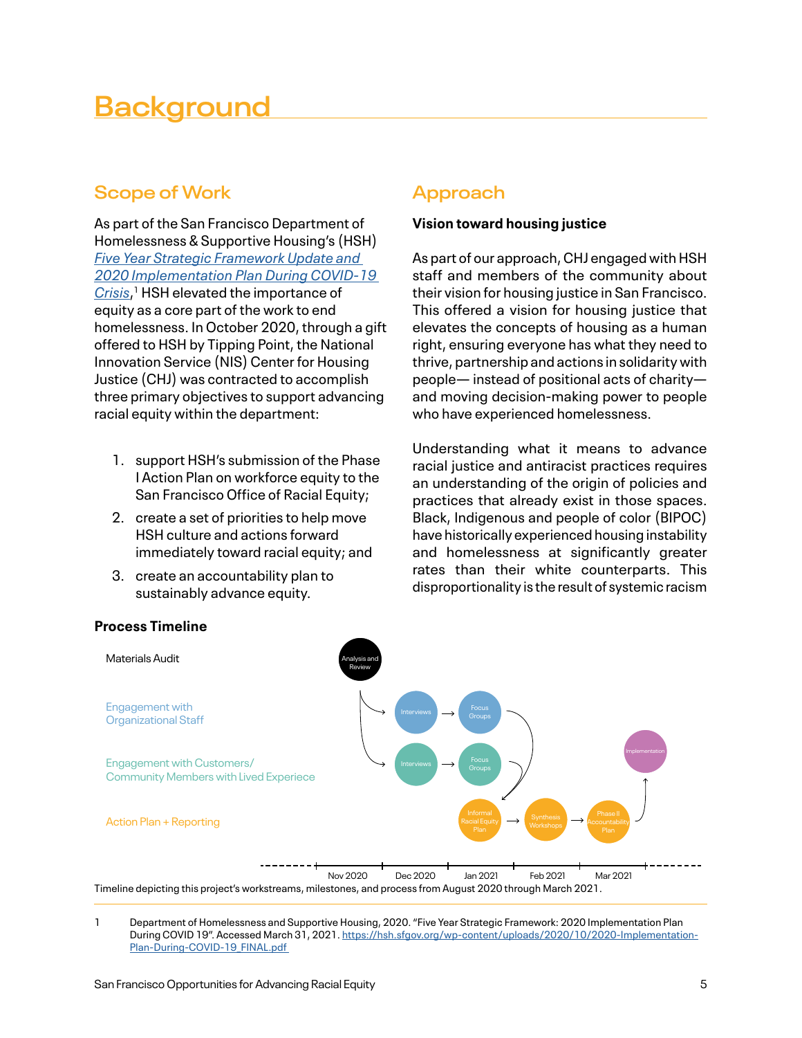# Background

## Scope of Work

As part of the San Francisco Department of Homelessness & Supportive Housing's (HSH) *Five Year Strategic Framework Update and 2020 Implementation Plan During COVID-19 Crisis*,[1] HSH elevated the importance of equity as a core part of the work to end homelessness. In October 2020, through a gift offered to HSH by Tipping Point, the National Innovation Service (NIS) Center for Housing Justice (CHJ) was contracted to accomplish three primary objectives to support advancing racial equity within the department:

1. support HSH's submission of the Phase I Action Plan on workforce equity to the San Francisco Office of Racial Equity;
2. create a set of priorities to help move HSH culture and actions forward immediately toward racial equity; and
3. create an accountability plan to sustainably advance equity.

## Approach

**Vision toward housing justice**

As part of our approach, CHJ engaged with HSH staff and members of the community about their vision for housing justice in San Francisco. This offered a vision for housing justice that elevates the concepts of housing as a human right, ensuring everyone has what they need to thrive, partnership and actions in solidarity with people— instead of positional acts of charity— and moving decision-making power to people who have experienced homelessness.

Understanding what it means to advance racial justice and antiracist practices requires an understanding of the origin of policies and practices that already exist in those spaces. Black, Indigenous and people of color (BIPOC) have historically experienced housing instability and homelessness at significantly greater rates than their white counterparts. This disproportionality is the result of systemic racism

**Process Timeline**

| Workstream | Nov 2020 | Dec 2020 | Jan 2021 | Feb 2021 | Mar 2021 |
|---|---|---|---|---|---|
| Materials Audit | Analysis and Review | | | | |
| Engagement with Organizational Staff | | Interviews → Focus Groups | | | |
| Engagement with Customers/ Community Members with Lived Experiece | | Interviews → Focus Groups | | | |
| Action Plan + Reporting | | | Informal Racial Equity Plan → | Synthesis Workshops → | Phase II Accountability Plan → Implementation |

Timeline depicting this project's workstreams, milestones, and process from August 2020 through March 2021.

---

1 Department of Homelessness and Supportive Housing, 2020. "Five Year Strategic Framework: 2020 Implementation Plan During COVID 19". Accessed March 31, 2021. https://hsh.sfgov.org/wp-content/uploads/2020/10/2020-Implementation-Plan-During-COVID-19_FINAL.pdf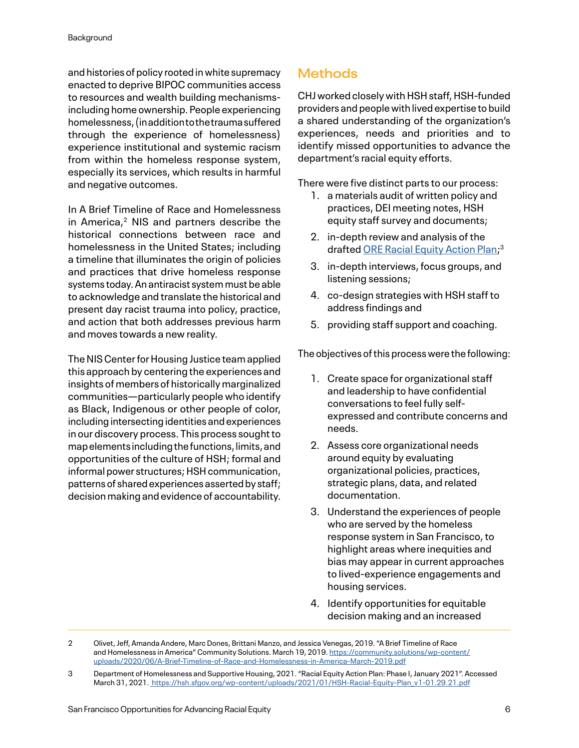and histories of policy rooted in white supremacy enacted to deprive BIPOC communities access to resources and wealth building mechanisms-including home ownership. People experiencing homelessness, (in addition to the trauma suffered through the experience of homelessness) experience institutional and systemic racism from within the homeless response system, especially its services, which results in harmful and negative outcomes.

In A Brief Timeline of Race and Homelessness in America,[2] NIS and partners describe the historical connections between race and homelessness in the United States; including a timeline that illuminates the origin of policies and practices that drive homeless response systems today. An antiracist system must be able to acknowledge and translate the historical and present day racist trauma into policy, practice, and action that both addresses previous harm and moves towards a new reality.

The NIS Center for Housing Justice team applied this approach by centering the experiences and insights of members of historically marginalized communities—particularly people who identify as Black, Indigenous or other people of color, including intersecting identities and experiences in our discovery process. This process sought to map elements including the functions, limits, and opportunities of the culture of HSH; formal and informal power structures; HSH communication, patterns of shared experiences asserted by staff; decision making and evidence of accountability.

## Methods

CHJ worked closely with HSH staff, HSH-funded providers and people with lived expertise to build a shared understanding of the organization's experiences, needs and priorities and to identify missed opportunities to advance the department's racial equity efforts.

There were five distinct parts to our process:

1. a materials audit of written policy and practices, DEI meeting notes, HSH equity staff survey and documents;
2. in-depth review and analysis of the drafted ORE Racial Equity Action Plan;[3]
3. in-depth interviews, focus groups, and listening sessions;
4. co-design strategies with HSH staff to address findings and
5. providing staff support and coaching.

The objectives of this process were the following:

1. Create space for organizational staff and leadership to have confidential conversations to feel fully self-expressed and contribute concerns and needs.
2. Assess core organizational needs around equity by evaluating organizational policies, practices, strategic plans, data, and related documentation.
3. Understand the experiences of people who are served by the homeless response system in San Francisco, to highlight areas where inequities and bias may appear in current approaches to lived-experience engagements and housing services.
4. Identify opportunities for equitable decision making and an increased

---

2 Olivet, Jeff, Amanda Andere, Marc Dones, Brittani Manzo, and Jessica Venegas, 2019. "A Brief Timeline of Race and Homelessness in America" Community Solutions. March 19, 2019. https://community.solutions/wp-content/uploads/2020/06/A-Brief-Timeline-of-Race-and-Homelessness-in-America-March-2019.pdf

3 Department of Homelessness and Supportive Housing, 2021. "Racial Equity Action Plan: Phase I, January 2021". Accessed March 31, 2021. https://hsh.sfgov.org/wp-content/uploads/2021/01/HSH-Racial-Equity-Plan_v1-01.29.21.pdf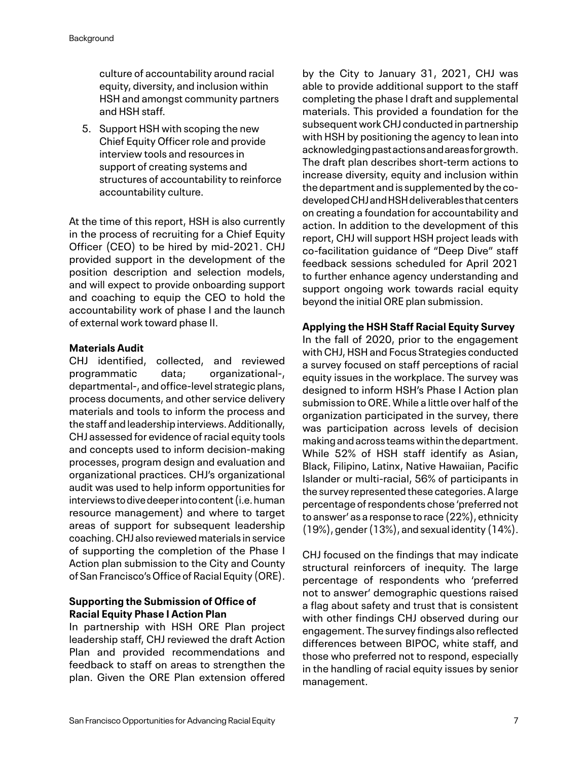culture of accountability around racial equity, diversity, and inclusion within HSH and amongst community partners and HSH staff.

5. Support HSH with scoping the new Chief Equity Officer role and provide interview tools and resources in support of creating systems and structures of accountability to reinforce accountability culture.

At the time of this report, HSH is also currently in the process of recruiting for a Chief Equity Officer (CEO) to be hired by mid-2021. CHJ provided support in the development of the position description and selection models, and will expect to provide onboarding support and coaching to equip the CEO to hold the accountability work of phase I and the launch of external work toward phase II.

**Materials Audit**

CHJ identified, collected, and reviewed programmatic data; organizational-, departmental-, and office-level strategic plans, process documents, and other service delivery materials and tools to inform the process and the staff and leadership interviews. Additionally, CHJ assessed for evidence of racial equity tools and concepts used to inform decision-making processes, program design and evaluation and organizational practices. CHJ's organizational audit was used to help inform opportunities for interviews to dive deeper into content (i.e. human resource management) and where to target areas of support for subsequent leadership coaching. CHJ also reviewed materials in service of supporting the completion of the Phase I Action plan submission to the City and County of San Francisco's Office of Racial Equity (ORE).

**Supporting the Submission of Office of Racial Equity Phase I Action Plan**

In partnership with HSH ORE Plan project leadership staff, CHJ reviewed the draft Action Plan and provided recommendations and feedback to staff on areas to strengthen the plan. Given the ORE Plan extension offered by the City to January 31, 2021, CHJ was able to provide additional support to the staff completing the phase I draft and supplemental materials. This provided a foundation for the subsequent work CHJ conducted in partnership with HSH by positioning the agency to lean into acknowledging past actions and areas for growth. The draft plan describes short-term actions to increase diversity, equity and inclusion within the department and is supplemented by the co-developed CHJ and HSH deliverables that centers on creating a foundation for accountability and action. In addition to the development of this report, CHJ will support HSH project leads with co-facilitation guidance of "Deep Dive" staff feedback sessions scheduled for April 2021 to further enhance agency understanding and support ongoing work towards racial equity beyond the initial ORE plan submission.

**Applying the HSH Staff Racial Equity Survey**

In the fall of 2020, prior to the engagement with CHJ, HSH and Focus Strategies conducted a survey focused on staff perceptions of racial equity issues in the workplace. The survey was designed to inform HSH's Phase I Action plan submission to ORE. While a little over half of the organization participated in the survey, there was participation across levels of decision making and across teams within the department. While 52% of HSH staff identify as Asian, Black, Filipino, Latinx, Native Hawaiian, Pacific Islander or multi-racial, 56% of participants in the survey represented these categories. A large percentage of respondents chose 'preferred not to answer' as a response to race (22%), ethnicity (19%), gender (13%), and sexual identity (14%).

CHJ focused on the findings that may indicate structural reinforcers of inequity. The large percentage of respondents who 'preferred not to answer' demographic questions raised a flag about safety and trust that is consistent with other findings CHJ observed during our engagement. The survey findings also reflected differences between BIPOC, white staff, and those who preferred not to respond, especially in the handling of racial equity issues by senior management.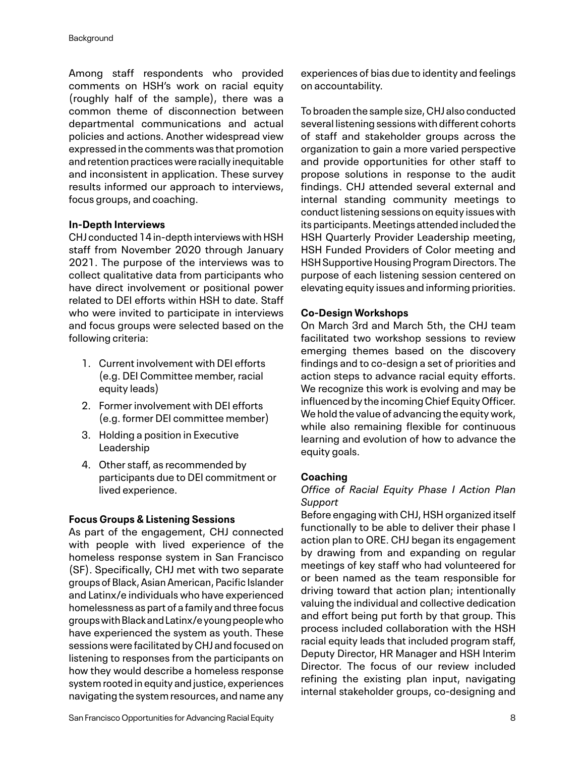Among staff respondents who provided comments on HSH's work on racial equity (roughly half of the sample), there was a common theme of disconnection between departmental communications and actual policies and actions. Another widespread view expressed in the comments was that promotion and retention practices were racially inequitable and inconsistent in application. These survey results informed our approach to interviews, focus groups, and coaching.

**In-Depth Interviews**

CHJ conducted 14 in-depth interviews with HSH staff from November 2020 through January 2021. The purpose of the interviews was to collect qualitative data from participants who have direct involvement or positional power related to DEI efforts within HSH to date. Staff who were invited to participate in interviews and focus groups were selected based on the following criteria:

1. Current involvement with DEI efforts (e.g. DEI Committee member, racial equity leads)
2. Former involvement with DEI efforts (e.g. former DEI committee member)
3. Holding a position in Executive Leadership
4. Other staff, as recommended by participants due to DEI commitment or lived experience.

**Focus Groups & Listening Sessions**

As part of the engagement, CHJ connected with people with lived experience of the homeless response system in San Francisco (SF). Specifically, CHJ met with two separate groups of Black, Asian American, Pacific Islander and Latinx/e individuals who have experienced homelessness as part of a family and three focus groups with Black and Latinx/e young people who have experienced the system as youth. These sessions were facilitated by CHJ and focused on listening to responses from the participants on how they would describe a homeless response system rooted in equity and justice, experiences navigating the system resources, and name any experiences of bias due to identity and feelings on accountability.

To broaden the sample size, CHJ also conducted several listening sessions with different cohorts of staff and stakeholder groups across the organization to gain a more varied perspective and provide opportunities for other staff to propose solutions in response to the audit findings. CHJ attended several external and internal standing community meetings to conduct listening sessions on equity issues with its participants. Meetings attended included the HSH Quarterly Provider Leadership meeting, HSH Funded Providers of Color meeting and HSH Supportive Housing Program Directors. The purpose of each listening session centered on elevating equity issues and informing priorities.

**Co-Design Workshops**

On March 3rd and March 5th, the CHJ team facilitated two workshop sessions to review emerging themes based on the discovery findings and to co-design a set of priorities and action steps to advance racial equity efforts. We recognize this work is evolving and may be influenced by the incoming Chief Equity Officer. We hold the value of advancing the equity work, while also remaining flexible for continuous learning and evolution of how to advance the equity goals.

**Coaching**

*Office of Racial Equity Phase I Action Plan Support*

Before engaging with CHJ, HSH organized itself functionally to be able to deliver their phase I action plan to ORE. CHJ began its engagement by drawing from and expanding on regular meetings of key staff who had volunteered for or been named as the team responsible for driving toward that action plan; intentionally valuing the individual and collective dedication and effort being put forth by that group. This process included collaboration with the HSH racial equity leads that included program staff, Deputy Director, HR Manager and HSH Interim Director. The focus of our review included refining the existing plan input, navigating internal stakeholder groups, co-designing and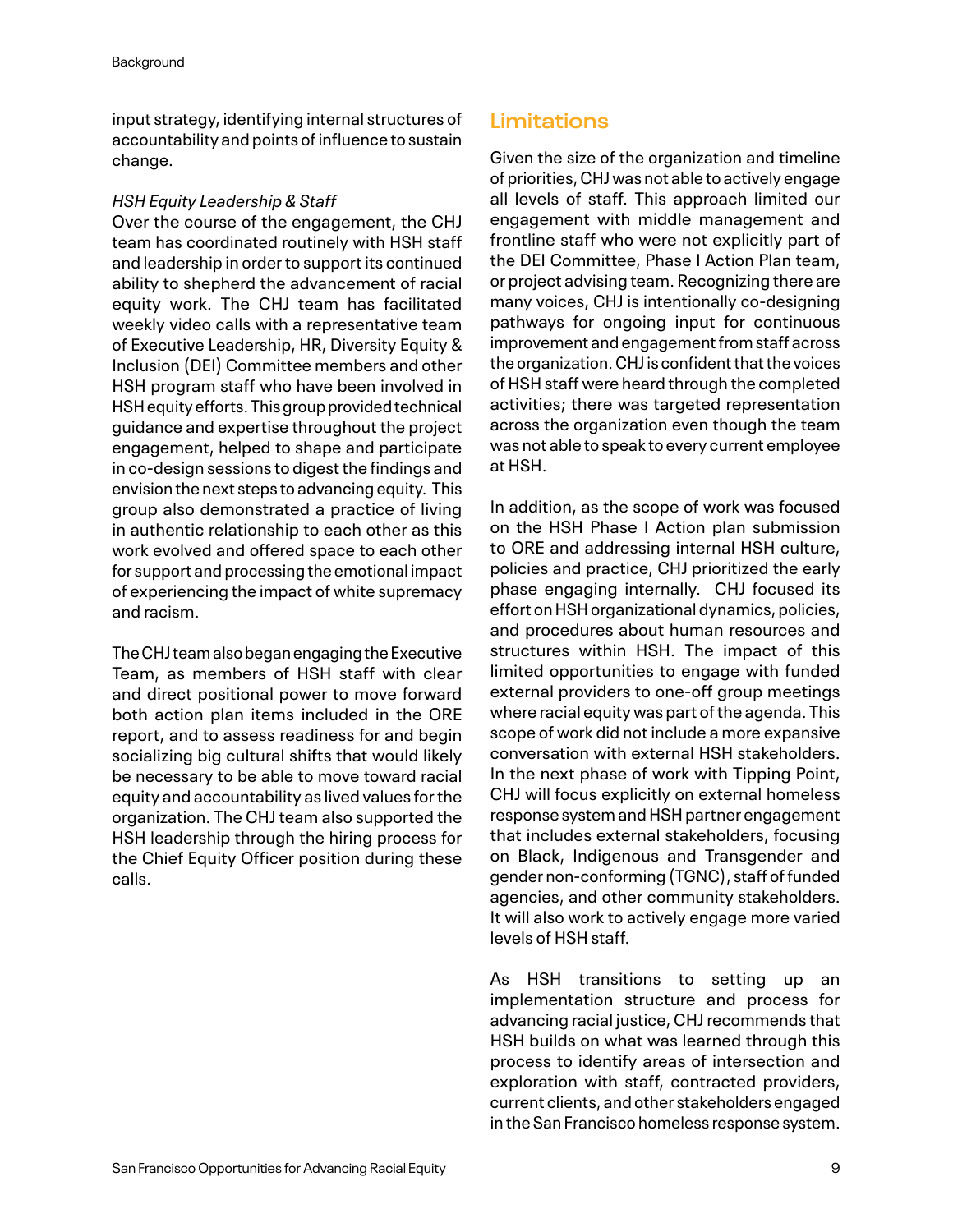input strategy, identifying internal structures of accountability and points of influence to sustain change.

*HSH Equity Leadership & Staff*

Over the course of the engagement, the CHJ team has coordinated routinely with HSH staff and leadership in order to support its continued ability to shepherd the advancement of racial equity work. The CHJ team has facilitated weekly video calls with a representative team of Executive Leadership, HR, Diversity Equity & Inclusion (DEI) Committee members and other HSH program staff who have been involved in HSH equity efforts. This group provided technical guidance and expertise throughout the project engagement, helped to shape and participate in co-design sessions to digest the findings and envision the next steps to advancing equity. This group also demonstrated a practice of living in authentic relationship to each other as this work evolved and offered space to each other for support and processing the emotional impact of experiencing the impact of white supremacy and racism.

The CHJ team also began engaging the Executive Team, as members of HSH staff with clear and direct positional power to move forward both action plan items included in the ORE report, and to assess readiness for and begin socializing big cultural shifts that would likely be necessary to be able to move toward racial equity and accountability as lived values for the organization. The CHJ team also supported the HSH leadership through the hiring process for the Chief Equity Officer position during these calls.

## Limitations

Given the size of the organization and timeline of priorities, CHJ was not able to actively engage all levels of staff. This approach limited our engagement with middle management and frontline staff who were not explicitly part of the DEI Committee, Phase I Action Plan team, or project advising team. Recognizing there are many voices, CHJ is intentionally co-designing pathways for ongoing input for continuous improvement and engagement from staff across the organization. CHJ is confident that the voices of HSH staff were heard through the completed activities; there was targeted representation across the organization even though the team was not able to speak to every current employee at HSH.

In addition, as the scope of work was focused on the HSH Phase I Action plan submission to ORE and addressing internal HSH culture, policies and practice, CHJ prioritized the early phase engaging internally. CHJ focused its effort on HSH organizational dynamics, policies, and procedures about human resources and structures within HSH. The impact of this limited opportunities to engage with funded external providers to one-off group meetings where racial equity was part of the agenda. This scope of work did not include a more expansive conversation with external HSH stakeholders. In the next phase of work with Tipping Point, CHJ will focus explicitly on external homeless response system and HSH partner engagement that includes external stakeholders, focusing on Black, Indigenous and Transgender and gender non-conforming (TGNC), staff of funded agencies, and other community stakeholders. It will also work to actively engage more varied levels of HSH staff.

As HSH transitions to setting up an implementation structure and process for advancing racial justice, CHJ recommends that HSH builds on what was learned through this process to identify areas of intersection and exploration with staff, contracted providers, current clients, and other stakeholders engaged in the San Francisco homeless response system.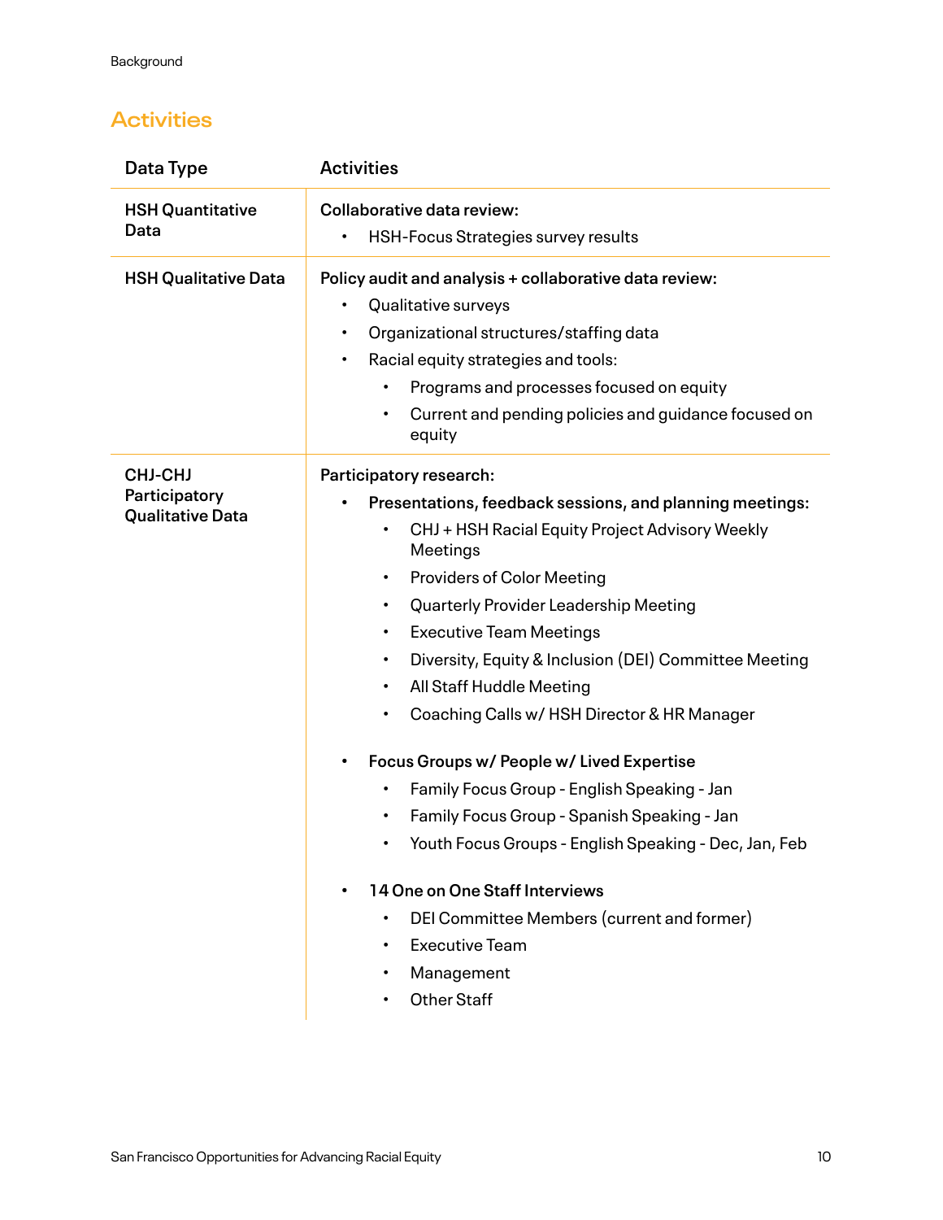## Activities

| Data Type | Activities |
| --- | --- |
| **HSH Quantitative Data** | **Collaborative data review:**<br>• HSH-Focus Strategies survey results |
| **HSH Qualitative Data** | **Policy audit and analysis + collaborative data review:**<br>• Qualitative surveys<br>• Organizational structures/staffing data<br>• Racial equity strategies and tools:<br>  • Programs and processes focused on equity<br>  • Current and pending policies and guidance focused on equity |
| **CHJ-CHJ Participatory Qualitative Data** | **Participatory research:**<br>• **Presentations, feedback sessions, and planning meetings:**<br>  • CHJ + HSH Racial Equity Project Advisory Weekly Meetings<br>  • Providers of Color Meeting<br>  • Quarterly Provider Leadership Meeting<br>  • Executive Team Meetings<br>  • Diversity, Equity & Inclusion (DEI) Committee Meeting<br>  • All Staff Huddle Meeting<br>  • Coaching Calls w/ HSH Director & HR Manager<br>• **Focus Groups w/ People w/ Lived Expertise**<br>  • Family Focus Group - English Speaking - Jan<br>  • Family Focus Group - Spanish Speaking - Jan<br>  • Youth Focus Groups - English Speaking - Dec, Jan, Feb<br>• **14 One on One Staff Interviews**<br>  • DEI Committee Members (current and former)<br>  • Executive Team<br>  • Management<br>  • Other Staff |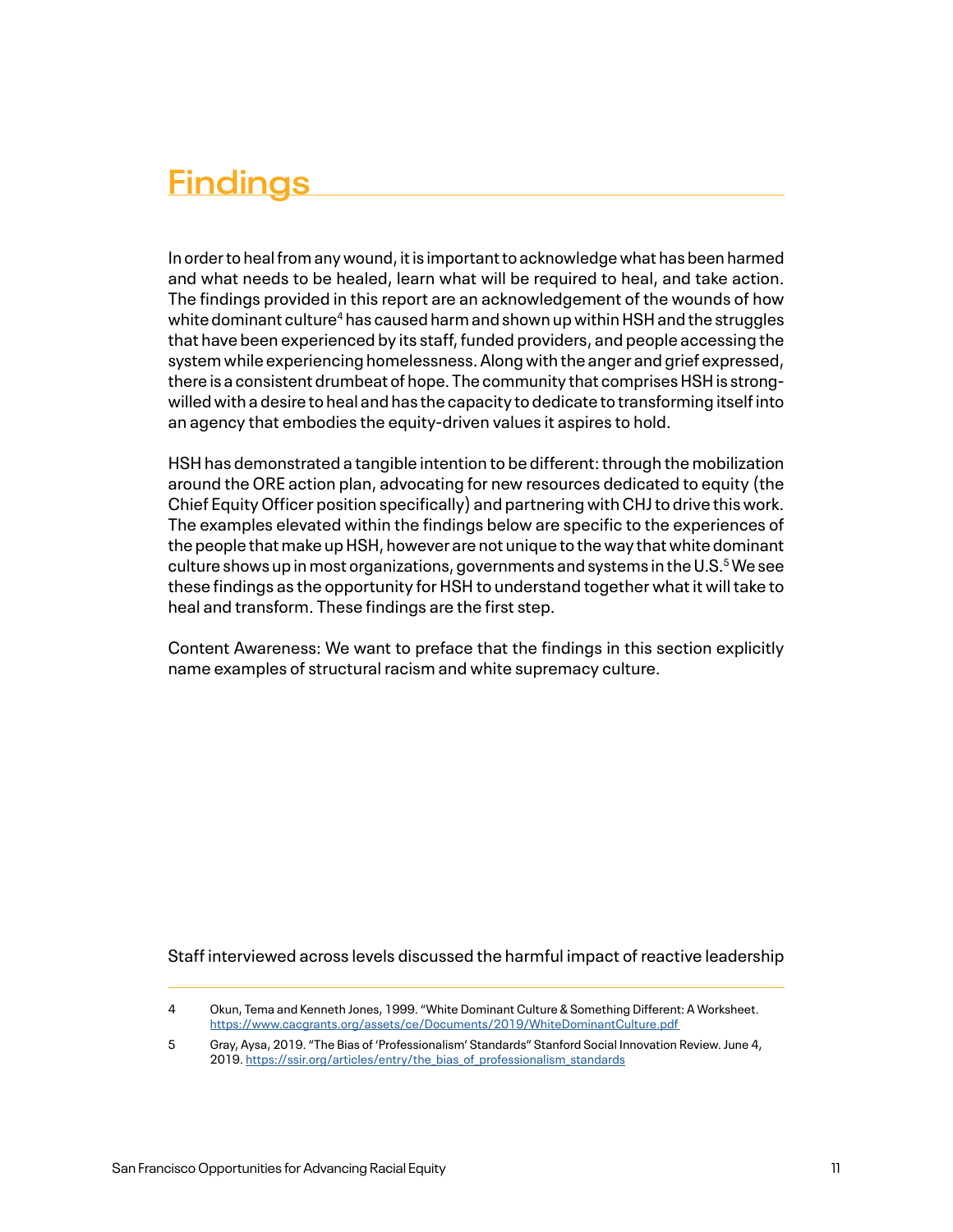# Findings

In order to heal from any wound, it is important to acknowledge what has been harmed and what needs to be healed, learn what will be required to heal, and take action. The findings provided in this report are an acknowledgement of the wounds of how white dominant culture[4] has caused harm and shown up within HSH and the struggles that have been experienced by its staff, funded providers, and people accessing the system while experiencing homelessness. Along with the anger and grief expressed, there is a consistent drumbeat of hope. The community that comprises HSH is strong-willed with a desire to heal and has the capacity to dedicate to transforming itself into an agency that embodies the equity-driven values it aspires to hold.

HSH has demonstrated a tangible intention to be different: through the mobilization around the ORE action plan, advocating for new resources dedicated to equity (the Chief Equity Officer position specifically) and partnering with CHJ to drive this work. The examples elevated within the findings below are specific to the experiences of the people that make up HSH, however are not unique to the way that white dominant culture shows up in most organizations, governments and systems in the U.S.[5] We see these findings as the opportunity for HSH to understand together what it will take to heal and transform. These findings are the first step.

Content Awareness: We want to preface that the findings in this section explicitly name examples of structural racism and white supremacy culture.

Staff interviewed across levels discussed the harmful impact of reactive leadership

---

4 Okun, Tema and Kenneth Jones, 1999. "White Dominant Culture & Something Different: A Worksheet. https://www.cacgrants.org/assets/ce/Documents/2019/WhiteDominantCulture.pdf

5 Gray, Aysa, 2019. "The Bias of 'Professionalism' Standards" Stanford Social Innovation Review. June 4, 2019. https://ssir.org/articles/entry/the_bias_of_professionalism_standards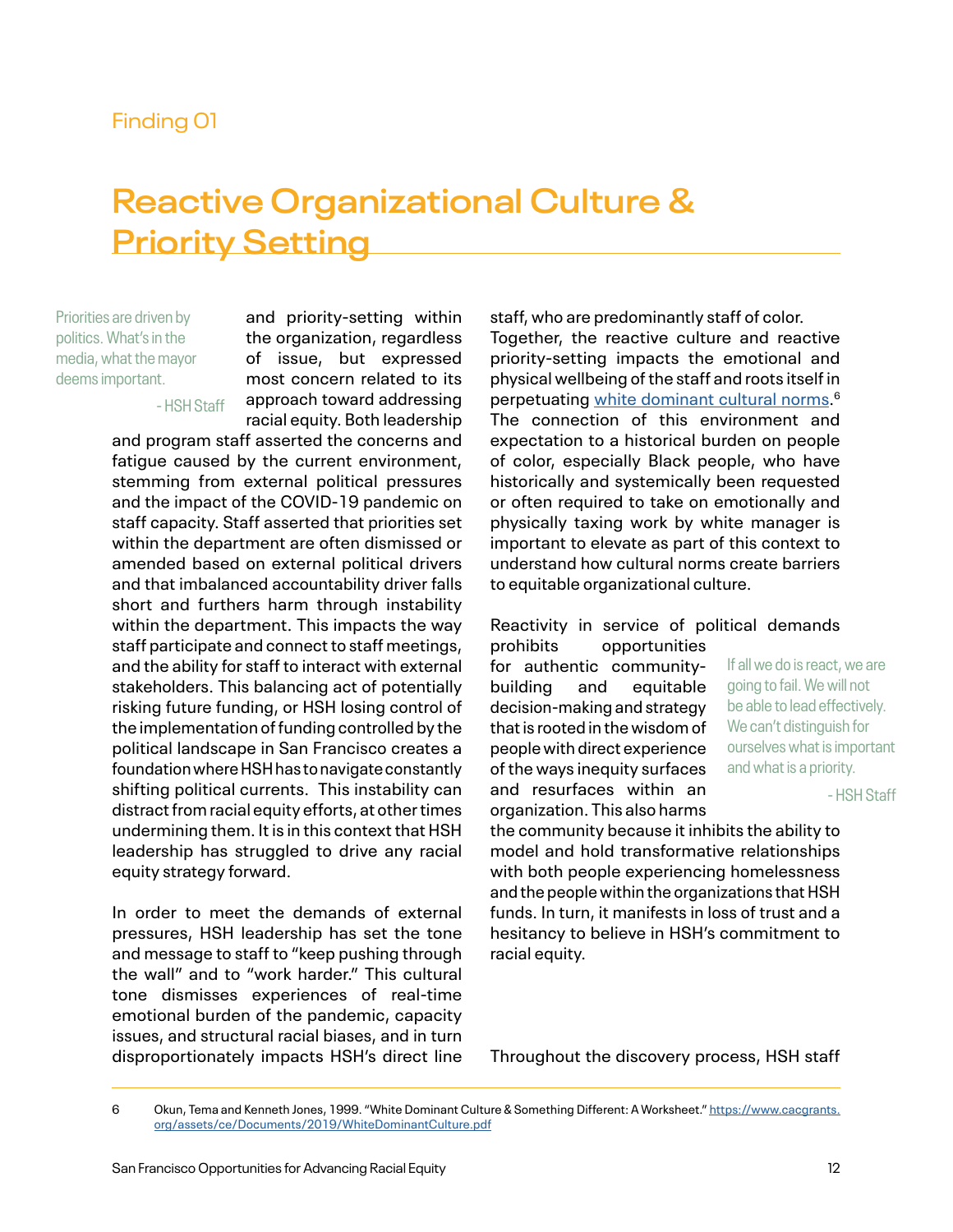Finding 01

# Reactive Organizational Culture & Priority Setting

> Priorities are driven by politics. What's in the media, what the mayor deems important.
>
> - HSH Staff

and priority-setting within the organization, regardless of issue, but expressed most concern related to its approach toward addressing racial equity. Both leadership and program staff asserted the concerns and fatigue caused by the current environment, stemming from external political pressures and the impact of the COVID-19 pandemic on staff capacity. Staff asserted that priorities set within the department are often dismissed or amended based on external political drivers and that imbalanced accountability driver falls short and furthers harm through instability within the department. This impacts the way staff participate and connect to staff meetings, and the ability for staff to interact with external stakeholders. This balancing act of potentially risking future funding, or HSH losing control of the implementation of funding controlled by the political landscape in San Francisco creates a foundation where HSH has to navigate constantly shifting political currents. This instability can distract from racial equity efforts, at other times undermining them. It is in this context that HSH leadership has struggled to drive any racial equity strategy forward.

In order to meet the demands of external pressures, HSH leadership has set the tone and message to staff to "keep pushing through the wall" and to "work harder." This cultural tone dismisses experiences of real-time emotional burden of the pandemic, capacity issues, and structural racial biases, and in turn disproportionately impacts HSH's direct line staff, who are predominantly staff of color. Together, the reactive culture and reactive priority-setting impacts the emotional and physical wellbeing of the staff and roots itself in perpetuating [white dominant cultural norms](https://www.cacgrants.org/assets/ce/Documents/2019/WhiteDominantCulture.pdf).[6] The connection of this environment and expectation to a historical burden on people of color, especially Black people, who have historically and systemically been requested or often required to take on emotionally and physically taxing work by white manager is important to elevate as part of this context to understand how cultural norms create barriers to equitable organizational culture.

Reactivity in service of political demands prohibits opportunities for authentic community-building and equitable decision-making and strategy that is rooted in the wisdom of people with direct experience of the ways inequity surfaces and resurfaces within an organization. This also harms the community because it inhibits the ability to model and hold transformative relationships with both people experiencing homelessness and the people within the organizations that HSH funds. In turn, it manifests in loss of trust and a hesitancy to believe in HSH's commitment to racial equity.

> If all we do is react, we are going to fail. We will not be able to lead effectively. We can't distinguish for ourselves what is important and what is a priority.
>
> - HSH Staff

Throughout the discovery process, HSH staff

---

6 Okun, Tema and Kenneth Jones, 1999. "White Dominant Culture & Something Different: A Worksheet." https://www.cacgrants.org/assets/ce/Documents/2019/WhiteDominantCulture.pdf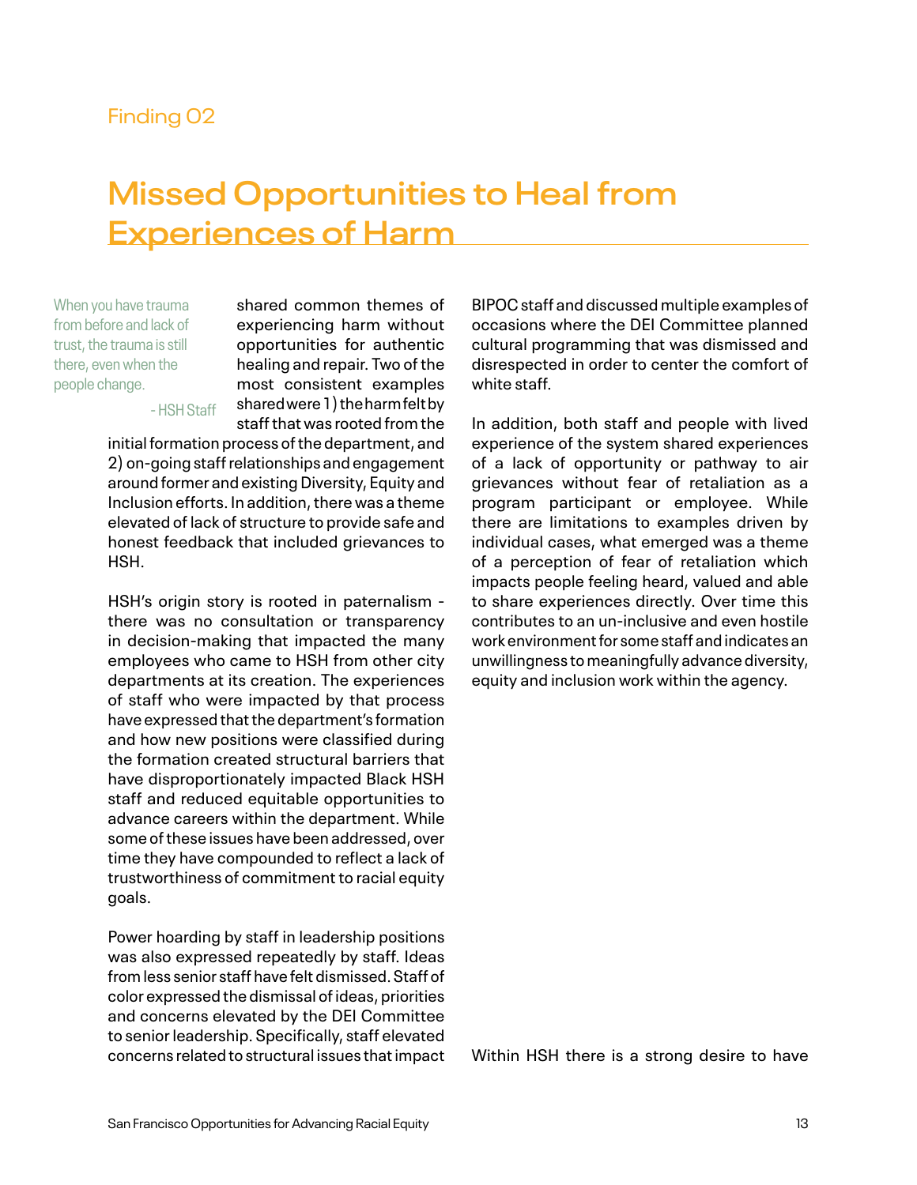Finding 02

# Missed Opportunities to Heal from Experiences of Harm

> When you have trauma from before and lack of trust, the trauma is still there, even when the people change.
>
> - HSH Staff

shared common themes of experiencing harm without opportunities for authentic healing and repair. Two of the most consistent examples shared were 1) the harm felt by staff that was rooted from the initial formation process of the department, and 2) on-going staff relationships and engagement around former and existing Diversity, Equity and Inclusion efforts. In addition, there was a theme elevated of lack of structure to provide safe and honest feedback that included grievances to HSH.

HSH's origin story is rooted in paternalism - there was no consultation or transparency in decision-making that impacted the many employees who came to HSH from other city departments at its creation. The experiences of staff who were impacted by that process have expressed that the department's formation and how new positions were classified during the formation created structural barriers that have disproportionately impacted Black HSH staff and reduced equitable opportunities to advance careers within the department. While some of these issues have been addressed, over time they have compounded to reflect a lack of trustworthiness of commitment to racial equity goals.

Power hoarding by staff in leadership positions was also expressed repeatedly by staff. Ideas from less senior staff have felt dismissed. Staff of color expressed the dismissal of ideas, priorities and concerns elevated by the DEI Committee to senior leadership. Specifically, staff elevated concerns related to structural issues that impact BIPOC staff and discussed multiple examples of occasions where the DEI Committee planned cultural programming that was dismissed and disrespected in order to center the comfort of white staff.

In addition, both staff and people with lived experience of the system shared experiences of a lack of opportunity or pathway to air grievances without fear of retaliation as a program participant or employee. While there are limitations to examples driven by individual cases, what emerged was a theme of a perception of fear of retaliation which impacts people feeling heard, valued and able to share experiences directly. Over time this contributes to an un-inclusive and even hostile work environment for some staff and indicates an unwillingness to meaningfully advance diversity, equity and inclusion work within the agency.

Within HSH there is a strong desire to have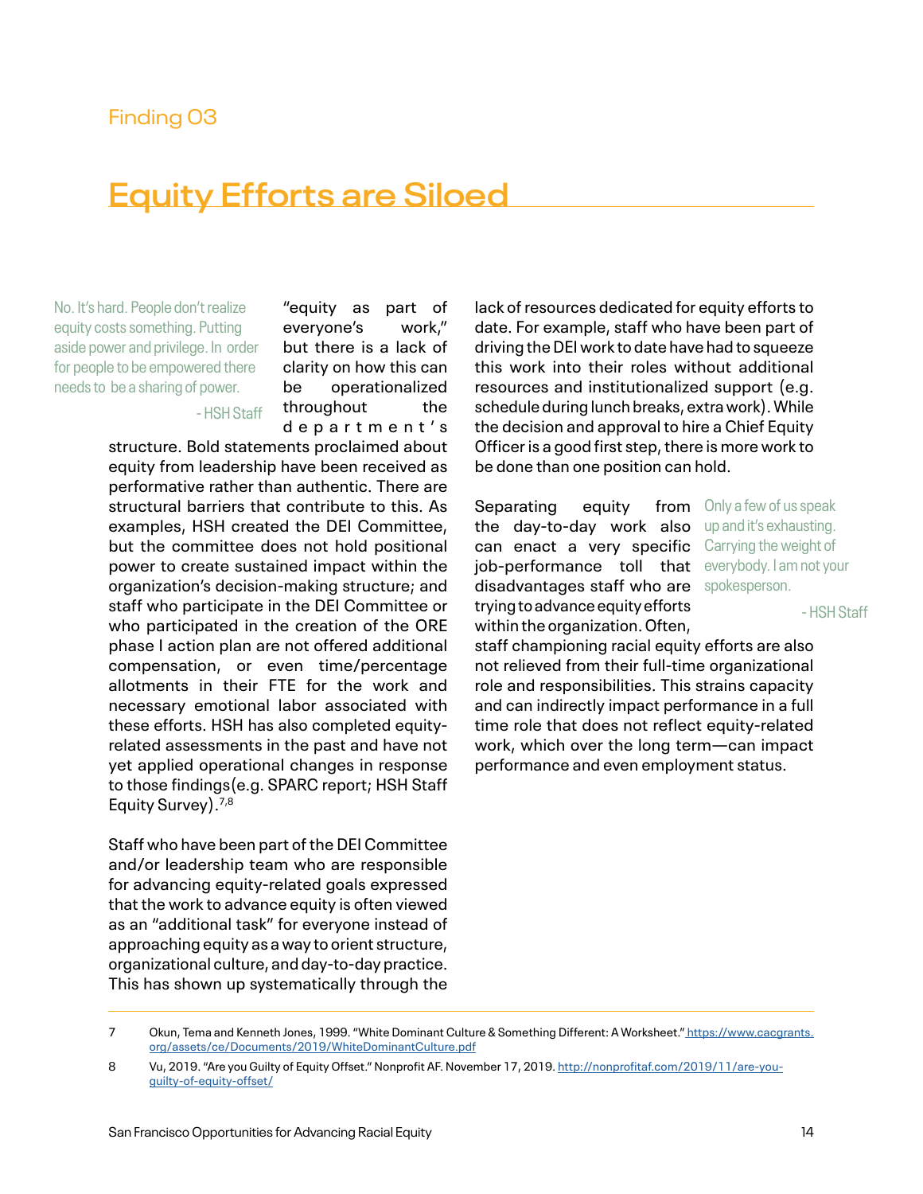Finding 03

# Equity Efforts are Siloed

> No. It's hard. People don't realize equity costs something. Putting aside power and privilege. In order for people to be empowered there needs to be a sharing of power.
>
> - HSH Staff

"equity as part of everyone's work," but there is a lack of clarity on how this can be operationalized throughout the department's structure. Bold statements proclaimed about equity from leadership have been received as performative rather than authentic. There are structural barriers that contribute to this. As examples, HSH created the DEI Committee, but the committee does not hold positional power to create sustained impact within the organization's decision-making structure; and staff who participate in the DEI Committee or who participated in the creation of the ORE phase I action plan are not offered additional compensation, or even time/percentage allotments in their FTE for the work and necessary emotional labor associated with these efforts. HSH has also completed equity-related assessments in the past and have not yet applied operational changes in response to those findings(e.g. SPARC report; HSH Staff Equity Survey).[7,8]

Staff who have been part of the DEI Committee and/or leadership team who are responsible for advancing equity-related goals expressed that the work to advance equity is often viewed as an "additional task" for everyone instead of approaching equity as a way to orient structure, organizational culture, and day-to-day practice. This has shown up systematically through the lack of resources dedicated for equity efforts to date. For example, staff who have been part of driving the DEI work to date have had to squeeze this work into their roles without additional resources and institutionalized support (e.g. schedule during lunch breaks, extra work). While the decision and approval to hire a Chief Equity Officer is a good first step, there is more work to be done than one position can hold.

> Only a few of us speak up and it's exhausting. Carrying the weight of everybody. I am not your spokesperson.
>
> - HSH Staff

Separating equity from the day-to-day work also can enact a very specific job-performance toll that disadvantages staff who are trying to advance equity efforts within the organization. Often, staff championing racial equity efforts are also not relieved from their full-time organizational role and responsibilities. This strains capacity and can indirectly impact performance in a full time role that does not reflect equity-related work, which over the long term—can impact performance and even employment status.

---

7 Okun, Tema and Kenneth Jones, 1999. "White Dominant Culture & Something Different: A Worksheet." https://www.cacgrants.org/assets/ce/Documents/2019/WhiteDominantCulture.pdf

8 Vu, 2019. "Are you Guilty of Equity Offset." Nonprofit AF. November 17, 2019. http://nonprofitaf.com/2019/11/are-you-guilty-of-equity-offset/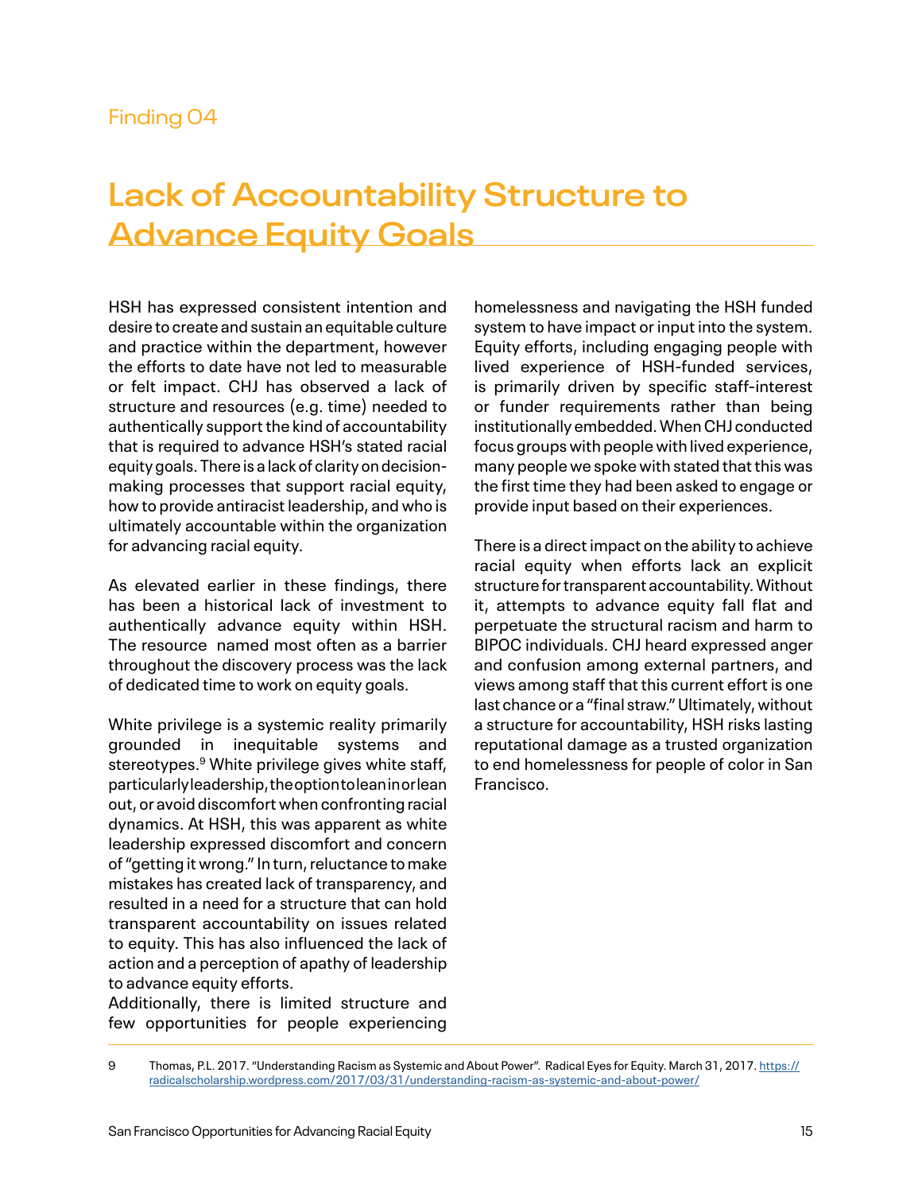Finding 04

# Lack of Accountability Structure to Advance Equity Goals

HSH has expressed consistent intention and desire to create and sustain an equitable culture and practice within the department, however the efforts to date have not led to measurable or felt impact. CHJ has observed a lack of structure and resources (e.g. time) needed to authentically support the kind of accountability that is required to advance HSH's stated racial equity goals. There is a lack of clarity on decision-making processes that support racial equity, how to provide antiracist leadership, and who is ultimately accountable within the organization for advancing racial equity.

As elevated earlier in these findings, there has been a historical lack of investment to authentically advance equity within HSH. The resource named most often as a barrier throughout the discovery process was the lack of dedicated time to work on equity goals.

White privilege is a systemic reality primarily grounded in inequitable systems and stereotypes.[9] White privilege gives white staff, particularly leadership, the option to lean in or lean out, or avoid discomfort when confronting racial dynamics. At HSH, this was apparent as white leadership expressed discomfort and concern of "getting it wrong." In turn, reluctance to make mistakes has created lack of transparency, and resulted in a need for a structure that can hold transparent accountability on issues related to equity. This has also influenced the lack of action and a perception of apathy of leadership to advance equity efforts.

Additionally, there is limited structure and few opportunities for people experiencing homelessness and navigating the HSH funded system to have impact or input into the system. Equity efforts, including engaging people with lived experience of HSH-funded services, is primarily driven by specific staff-interest or funder requirements rather than being institutionally embedded. When CHJ conducted focus groups with people with lived experience, many people we spoke with stated that this was the first time they had been asked to engage or provide input based on their experiences.

There is a direct impact on the ability to achieve racial equity when efforts lack an explicit structure for transparent accountability. Without it, attempts to advance equity fall flat and perpetuate the structural racism and harm to BIPOC individuals. CHJ heard expressed anger and confusion among external partners, and views among staff that this current effort is one last chance or a "final straw." Ultimately, without a structure for accountability, HSH risks lasting reputational damage as a trusted organization to end homelessness for people of color in San Francisco.

9 Thomas, P.L. 2017. "Understanding Racism as Systemic and About Power". Radical Eyes for Equity. March 31, 2017. https://radicalscholarship.wordpress.com/2017/03/31/understanding-racism-as-systemic-and-about-power/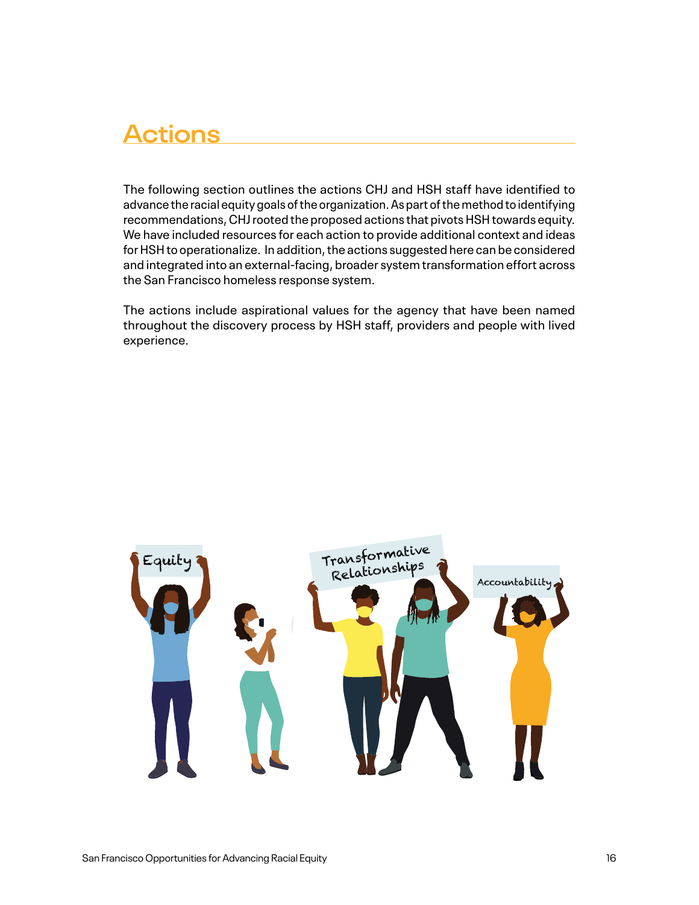# Actions

The following section outlines the actions CHJ and HSH staff have identified to advance the racial equity goals of the organization. As part of the method to identifying recommendations, CHJ rooted the proposed actions that pivots HSH towards equity. We have included resources for each action to provide additional context and ideas for HSH to operationalize. In addition, the actions suggested here can be considered and integrated into an external-facing, broader system transformation effort across the San Francisco homeless response system.

The actions include aspirational values for the agency that have been named throughout the discovery process by HSH staff, providers and people with lived experience.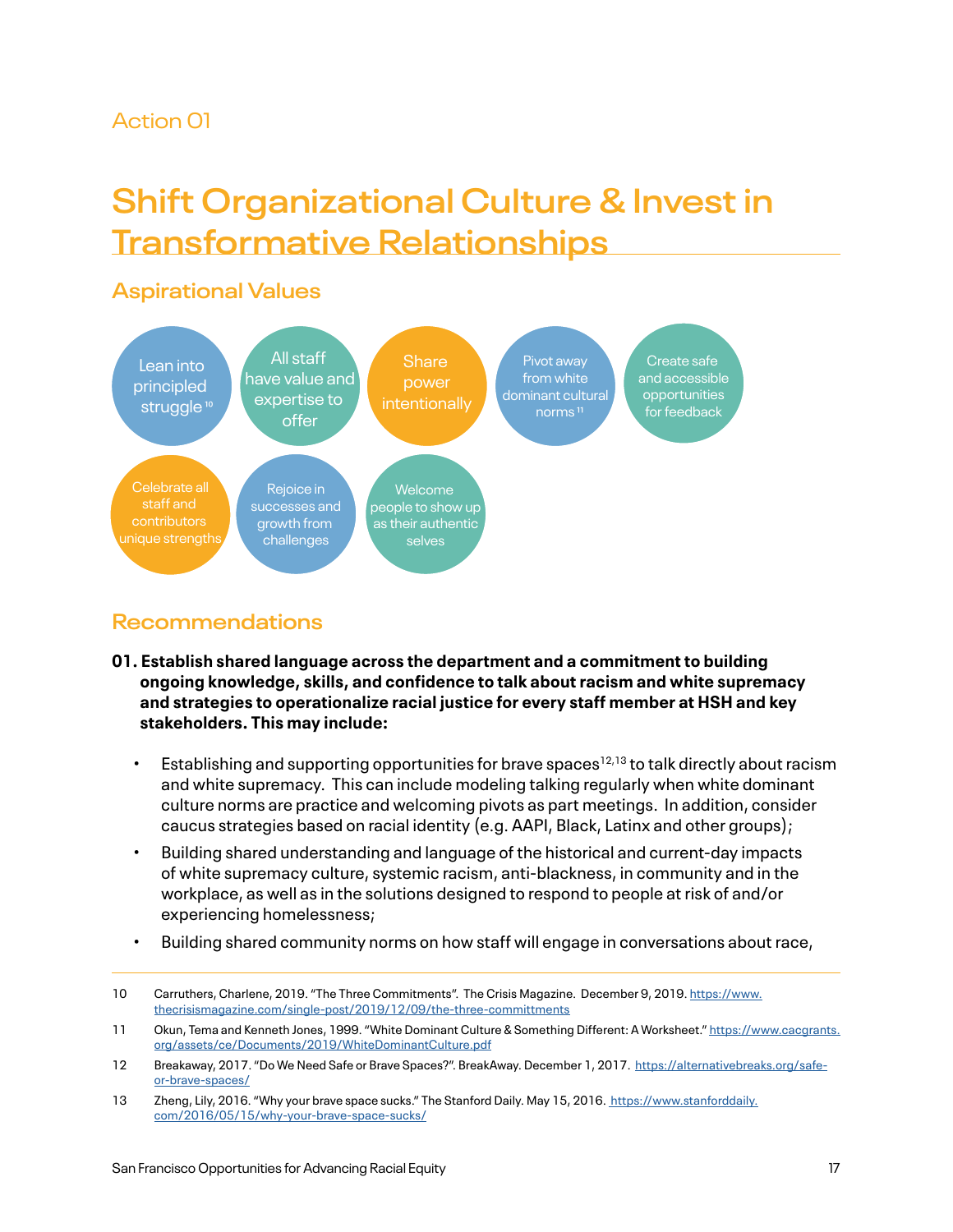Action 01

# Shift Organizational Culture & Invest in Transformative Relationships

## Aspirational Values

- Lean into principled struggle [10]
- All staff have value and expertise to offer
- Share power intentionally
- Pivot away from white dominant cultural norms [11]
- Create safe and accessible opportunities for feedback
- Celebrate all staff and contributors unique strengths
- Rejoice in successes and growth from challenges
- Welcome people to show up as their authentic selves

## Recommendations

**01. Establish shared language across the department and a commitment to building ongoing knowledge, skills, and confidence to talk about racism and white supremacy and strategies to operationalize racial justice for every staff member at HSH and key stakeholders. This may include:**

- Establishing and supporting opportunities for brave spaces[12,13] to talk directly about racism and white supremacy. This can include modeling talking regularly when white dominant culture norms are practice and welcoming pivots as part meetings. In addition, consider caucus strategies based on racial identity (e.g. AAPI, Black, Latinx and other groups);
- Building shared understanding and language of the historical and current-day impacts of white supremacy culture, systemic racism, anti-blackness, in community and in the workplace, as well as in the solutions designed to respond to people at risk of and/or experiencing homelessness;
- Building shared community norms on how staff will engage in conversations about race,

---

10 Carruthers, Charlene, 2019. "The Three Commitments". The Crisis Magazine. December 9, 2019. https://www.thecrisismagazine.com/single-post/2019/12/09/the-three-committments

11 Okun, Tema and Kenneth Jones, 1999. "White Dominant Culture & Something Different: A Worksheet." https://www.cacgrants.org/assets/ce/Documents/2019/WhiteDominantCulture.pdf

12 Breakaway, 2017. "Do We Need Safe or Brave Spaces?". BreakAway. December 1, 2017. https://alternativebreaks.org/safe-or-brave-spaces/

13 Zheng, Lily, 2016. "Why your brave space sucks." The Stanford Daily. May 15, 2016. https://www.stanforddaily.com/2016/05/15/why-your-brave-space-sucks/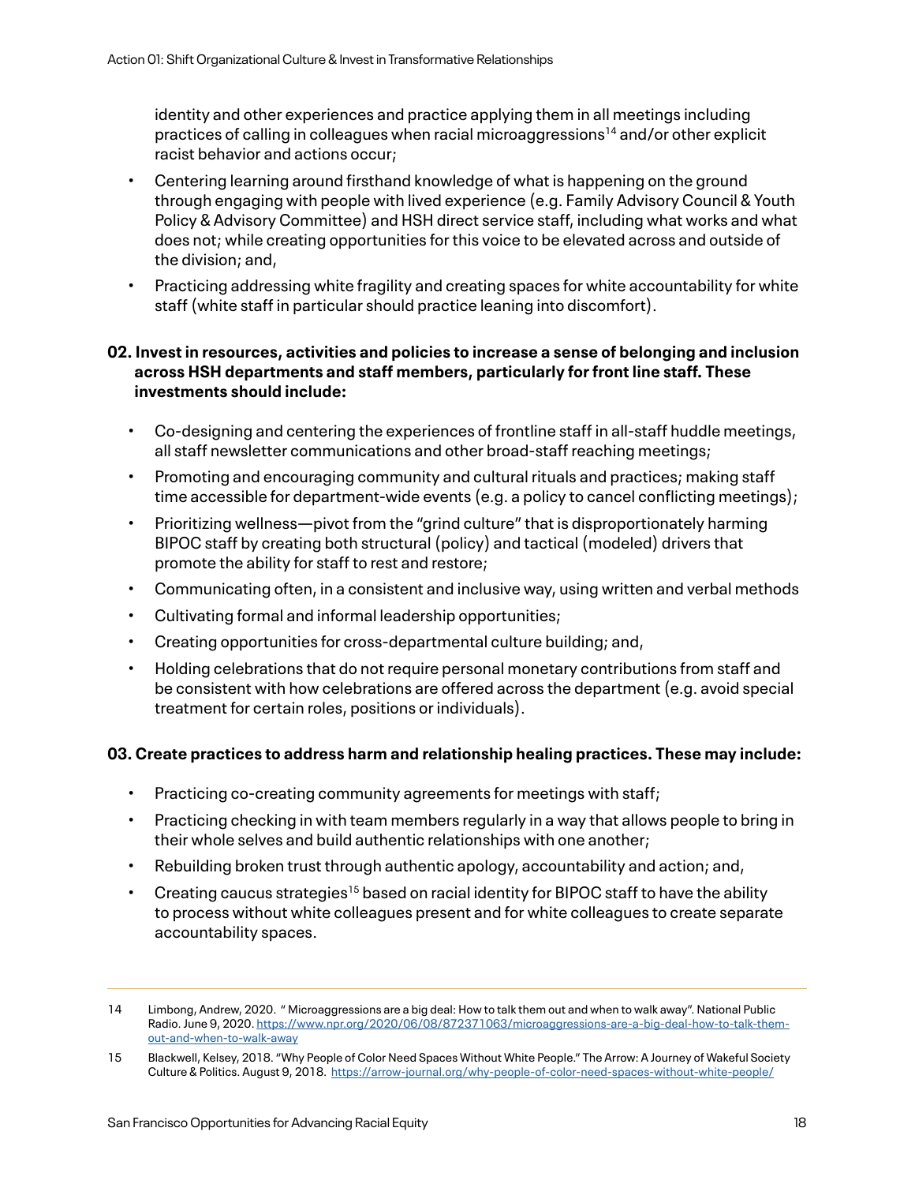identity and other experiences and practice applying them in all meetings including practices of calling in colleagues when racial microaggressions[14] and/or other explicit racist behavior and actions occur;

- Centering learning around firsthand knowledge of what is happening on the ground through engaging with people with lived experience (e.g. Family Advisory Council & Youth Policy & Advisory Committee) and HSH direct service staff, including what works and what does not; while creating opportunities for this voice to be elevated across and outside of the division; and,
- Practicing addressing white fragility and creating spaces for white accountability for white staff (white staff in particular should practice leaning into discomfort).

**02. Invest in resources, activities and policies to increase a sense of belonging and inclusion across HSH departments and staff members, particularly for front line staff. These investments should include:**

- Co-designing and centering the experiences of frontline staff in all-staff huddle meetings, all staff newsletter communications and other broad-staff reaching meetings;
- Promoting and encouraging community and cultural rituals and practices; making staff time accessible for department-wide events (e.g. a policy to cancel conflicting meetings);
- Prioritizing wellness—pivot from the "grind culture" that is disproportionately harming BIPOC staff by creating both structural (policy) and tactical (modeled) drivers that promote the ability for staff to rest and restore;
- Communicating often, in a consistent and inclusive way, using written and verbal methods
- Cultivating formal and informal leadership opportunities;
- Creating opportunities for cross-departmental culture building; and,
- Holding celebrations that do not require personal monetary contributions from staff and be consistent with how celebrations are offered across the department (e.g. avoid special treatment for certain roles, positions or individuals).

**03. Create practices to address harm and relationship healing practices. These may include:**

- Practicing co-creating community agreements for meetings with staff;
- Practicing checking in with team members regularly in a way that allows people to bring in their whole selves and build authentic relationships with one another;
- Rebuilding broken trust through authentic apology, accountability and action; and,
- Creating caucus strategies[15] based on racial identity for BIPOC staff to have the ability to process without white colleagues present and for white colleagues to create separate accountability spaces.

---

14 Limbong, Andrew, 2020. " Microaggressions are a big deal: How to talk them out and when to walk away". National Public Radio. June 9, 2020. https://www.npr.org/2020/06/08/872371063/microaggressions-are-a-big-deal-how-to-talk-them-out-and-when-to-walk-away

15 Blackwell, Kelsey, 2018. "Why People of Color Need Spaces Without White People." The Arrow: A Journey of Wakeful Society Culture & Politics. August 9, 2018. https://arrow-journal.org/why-people-of-color-need-spaces-without-white-people/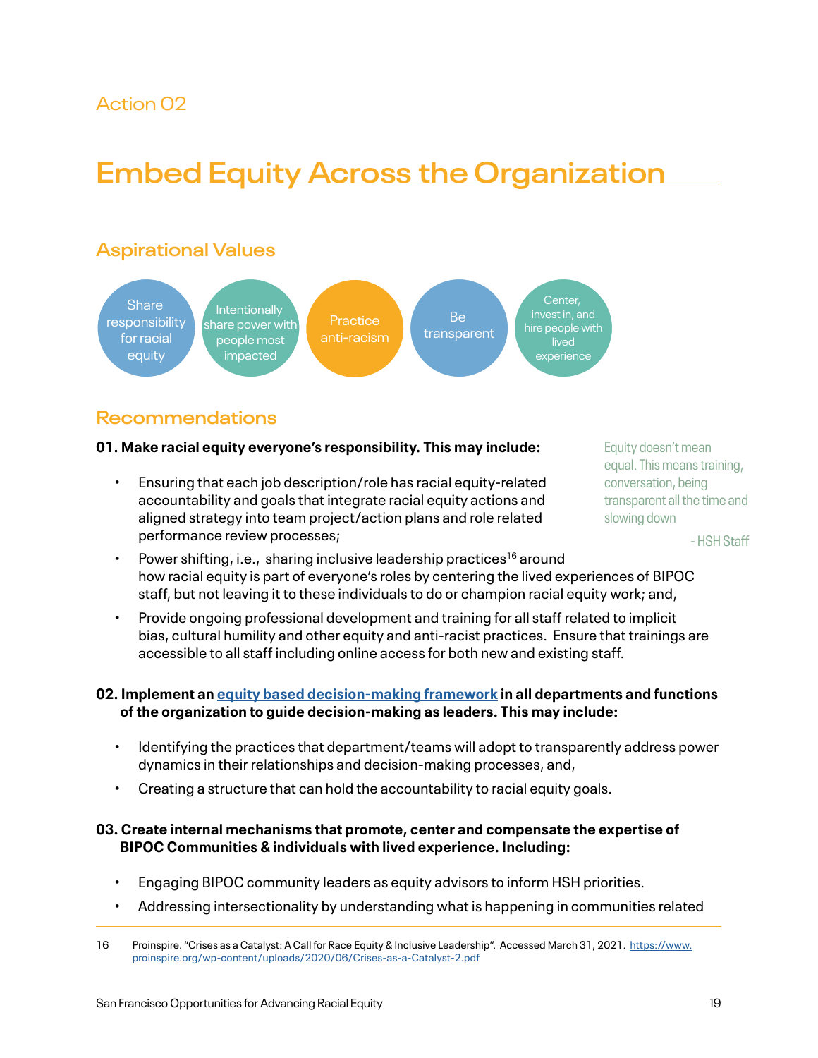Action 02

# Embed Equity Across the Organization

## Aspirational Values

- Share responsibility for racial equity
- Intentionally share power with people most impacted
- Practice anti-racism
- Be transparent
- Center, invest in, and hire people with lived experience

## Recommendations

**01. Make racial equity everyone's responsibility. This may include:**

> Equity doesn't mean equal. This means training, conversation, being transparent all the time and slowing down
>
> - HSH Staff

- Ensuring that each job description/role has racial equity-related accountability and goals that integrate racial equity actions and aligned strategy into team project/action plans and role related performance review processes;
- Power shifting, i.e., sharing inclusive leadership practices[16] around how racial equity is part of everyone's roles by centering the lived experiences of BIPOC staff, but not leaving it to these individuals to do or champion racial equity work; and,
- Provide ongoing professional development and training for all staff related to implicit bias, cultural humility and other equity and anti-racist practices. Ensure that trainings are accessible to all staff including online access for both new and existing staff.

**02. Implement an equity based decision-making framework in all departments and functions of the organization to guide decision-making as leaders. This may include:**

- Identifying the practices that department/teams will adopt to transparently address power dynamics in their relationships and decision-making processes, and,
- Creating a structure that can hold the accountability to racial equity goals.

**03. Create internal mechanisms that promote, center and compensate the expertise of BIPOC Communities & individuals with lived experience. Including:**

- Engaging BIPOC community leaders as equity advisors to inform HSH priorities.
- Addressing intersectionality by understanding what is happening in communities related

16 Proinspire. "Crises as a Catalyst: A Call for Race Equity & Inclusive Leadership". Accessed March 31, 2021. https://www.proinspire.org/wp-content/uploads/2020/06/Crises-as-a-Catalyst-2.pdf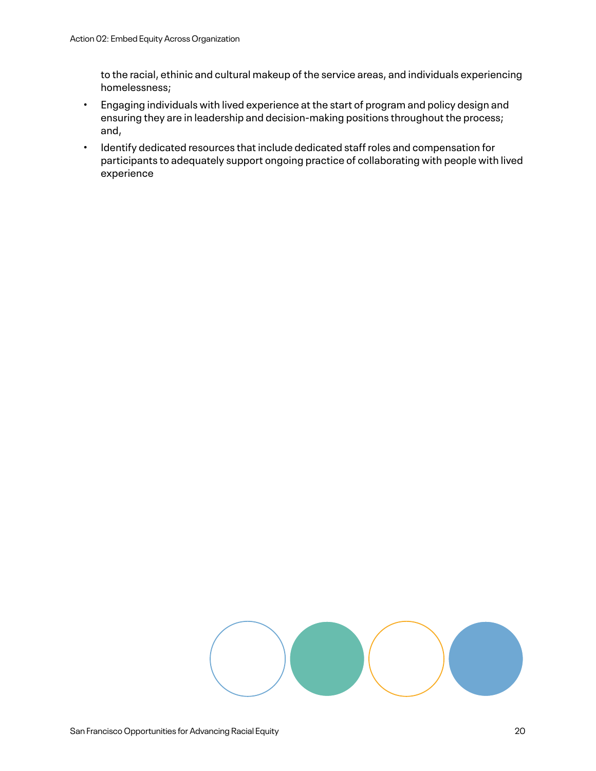to the racial, ethinic and cultural makeup of the service areas, and individuals experiencing homelessness;

- Engaging individuals with lived experience at the start of program and policy design and ensuring they are in leadership and decision-making positions throughout the process; and,
- Identify dedicated resources that include dedicated staff roles and compensation for participants to adequately support ongoing practice of collaborating with people with lived experience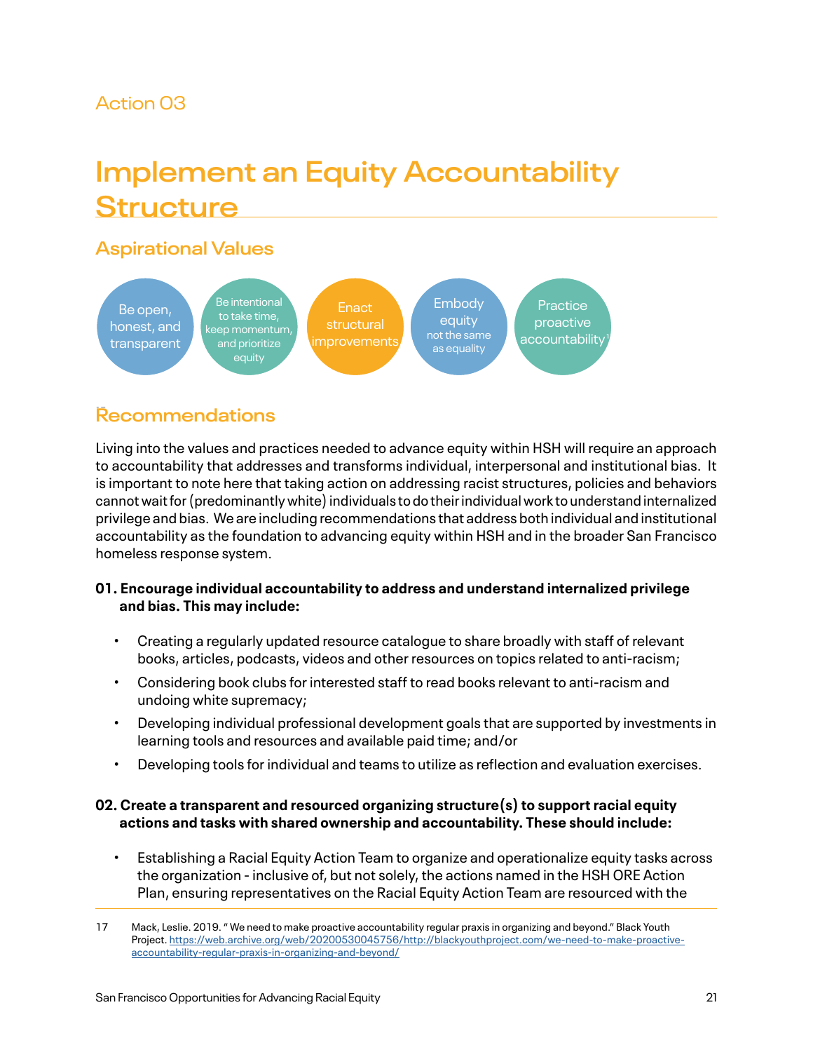Action 03

# Implement an Equity Accountability Structure

## Aspirational Values

- Be open, honest, and transparent
- Be intentional to take time, keep momentum, and prioritize equity
- Enact structural improvements
- Embody equity not the same as equality
- Practice proactive accountability[17]

## Recommendations

Living into the values and practices needed to advance equity within HSH will require an approach to accountability that addresses and transforms individual, interpersonal and institutional bias. It is important to note here that taking action on addressing racist structures, policies and behaviors cannot wait for (predominantly white) individuals to do their individual work to understand internalized privilege and bias. We are including recommendations that address both individual and institutional accountability as the foundation to advancing equity within HSH and in the broader San Francisco homeless response system.

**01. Encourage individual accountability to address and understand internalized privilege and bias. This may include:**

- Creating a regularly updated resource catalogue to share broadly with staff of relevant books, articles, podcasts, videos and other resources on topics related to anti-racism;
- Considering book clubs for interested staff to read books relevant to anti-racism and undoing white supremacy;
- Developing individual professional development goals that are supported by investments in learning tools and resources and available paid time; and/or
- Developing tools for individual and teams to utilize as reflection and evaluation exercises.

**02. Create a transparent and resourced organizing structure(s) to support racial equity actions and tasks with shared ownership and accountability. These should include:**

- Establishing a Racial Equity Action Team to organize and operationalize equity tasks across the organization - inclusive of, but not solely, the actions named in the HSH ORE Action Plan, ensuring representatives on the Racial Equity Action Team are resourced with the

17 Mack, Leslie. 2019. " We need to make proactive accountability regular praxis in organizing and beyond." Black Youth Project. https://web.archive.org/web/20200530045756/http://blackyouthproject.com/we-need-to-make-proactive-accountability-regular-praxis-in-organizing-and-beyond/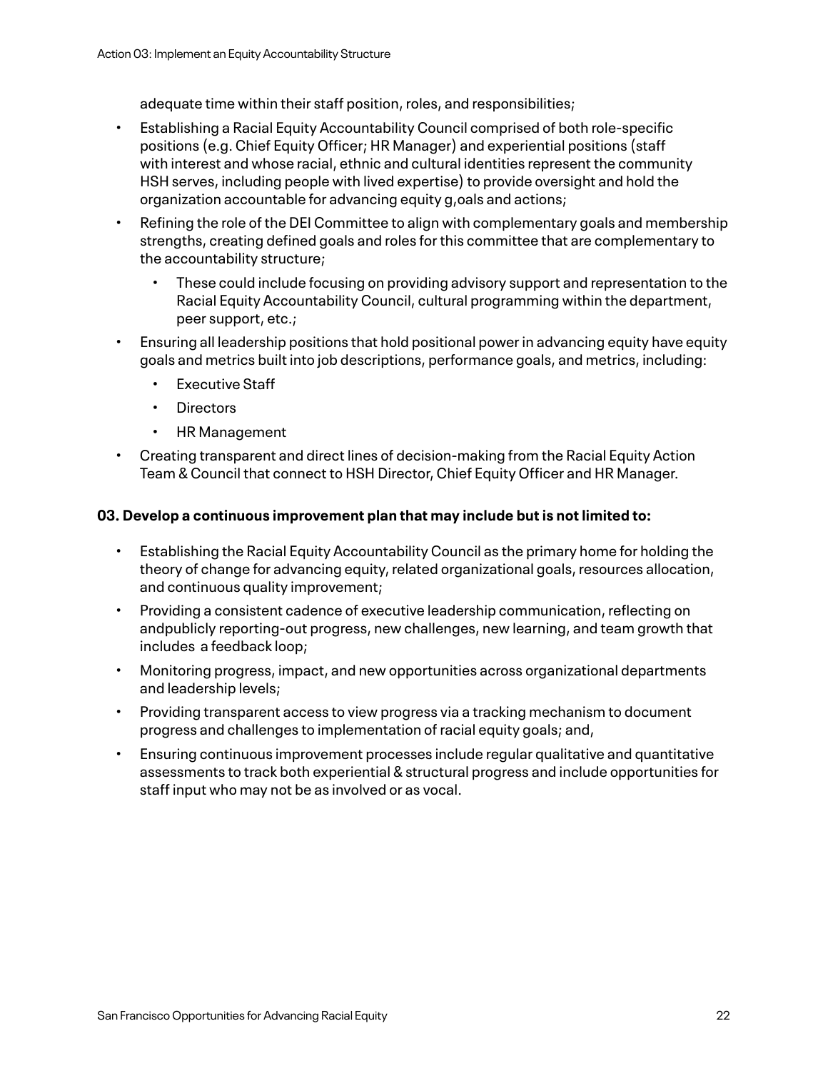adequate time within their staff position, roles, and responsibilities;

- Establishing a Racial Equity Accountability Council comprised of both role-specific positions (e.g. Chief Equity Officer; HR Manager) and experiential positions (staff with interest and whose racial, ethnic and cultural identities represent the community HSH serves, including people with lived expertise) to provide oversight and hold the organization accountable for advancing equity g,oals and actions;
- Refining the role of the DEI Committee to align with complementary goals and membership strengths, creating defined goals and roles for this committee that are complementary to the accountability structure;
    - These could include focusing on providing advisory support and representation to the Racial Equity Accountability Council, cultural programming within the department, peer support, etc.;
- Ensuring all leadership positions that hold positional power in advancing equity have equity goals and metrics built into job descriptions, performance goals, and metrics, including:
    - Executive Staff
    - Directors
    - HR Management
- Creating transparent and direct lines of decision-making from the Racial Equity Action Team & Council that connect to HSH Director, Chief Equity Officer and HR Manager.

**03. Develop a continuous improvement plan that may include but is not limited to:**

- Establishing the Racial Equity Accountability Council as the primary home for holding the theory of change for advancing equity, related organizational goals, resources allocation, and continuous quality improvement;
- Providing a consistent cadence of executive leadership communication, reflecting on andpublicly reporting-out progress, new challenges, new learning, and team growth that includes a feedback loop;
- Monitoring progress, impact, and new opportunities across organizational departments and leadership levels;
- Providing transparent access to view progress via a tracking mechanism to document progress and challenges to implementation of racial equity goals; and,
- Ensuring continuous improvement processes include regular qualitative and quantitative assessments to track both experiential & structural progress and include opportunities for staff input who may not be as involved or as vocal.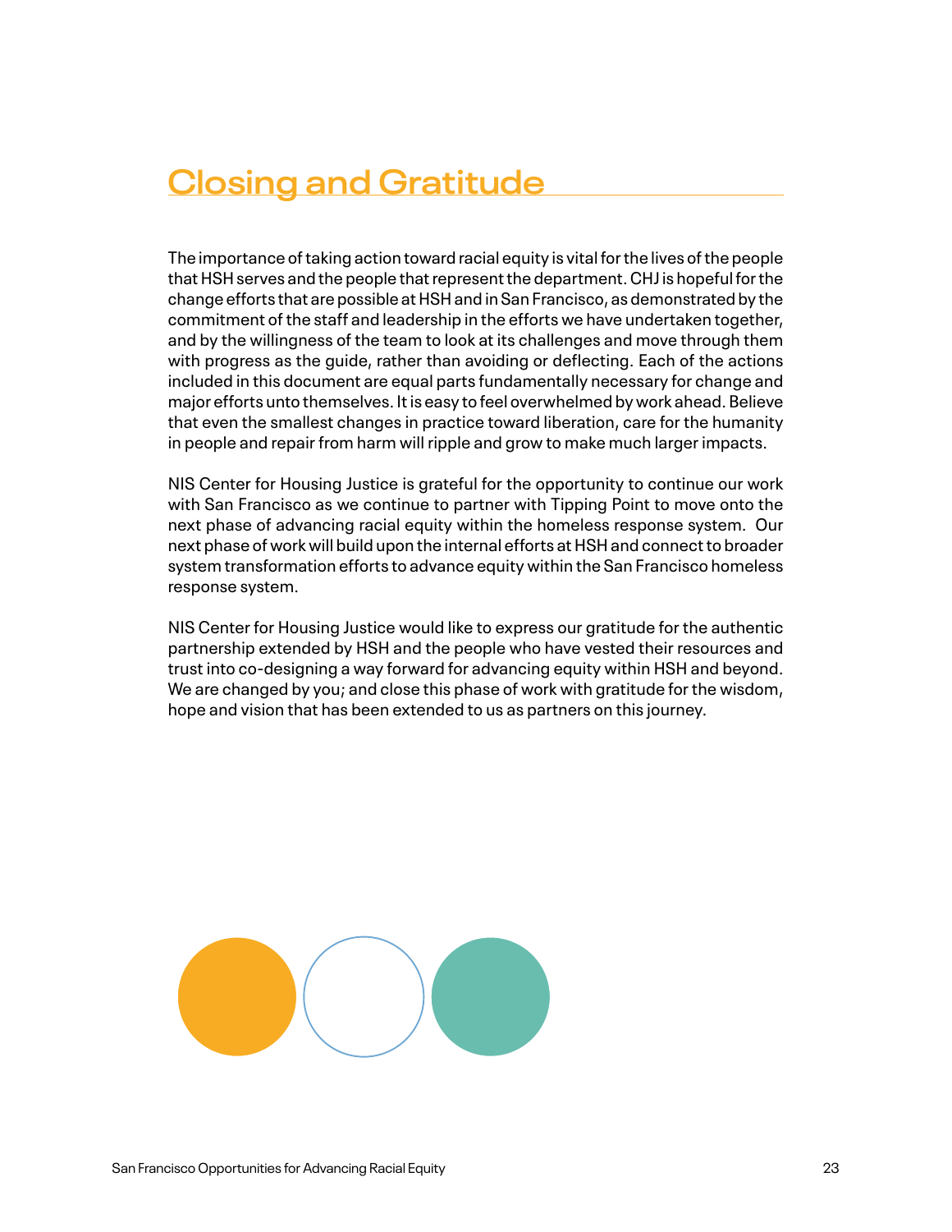# Closing and Gratitude

The importance of taking action toward racial equity is vital for the lives of the people that HSH serves and the people that represent the department. CHJ is hopeful for the change efforts that are possible at HSH and in San Francisco, as demonstrated by the commitment of the staff and leadership in the efforts we have undertaken together, and by the willingness of the team to look at its challenges and move through them with progress as the guide, rather than avoiding or deflecting. Each of the actions included in this document are equal parts fundamentally necessary for change and major efforts unto themselves. It is easy to feel overwhelmed by work ahead. Believe that even the smallest changes in practice toward liberation, care for the humanity in people and repair from harm will ripple and grow to make much larger impacts.

NIS Center for Housing Justice is grateful for the opportunity to continue our work with San Francisco as we continue to partner with Tipping Point to move onto the next phase of advancing racial equity within the homeless response system. Our next phase of work will build upon the internal efforts at HSH and connect to broader system transformation efforts to advance equity within the San Francisco homeless response system.

NIS Center for Housing Justice would like to express our gratitude for the authentic partnership extended by HSH and the people who have vested their resources and trust into co-designing a way forward for advancing equity within HSH and beyond. We are changed by you; and close this phase of work with gratitude for the wisdom, hope and vision that has been extended to us as partners on this journey.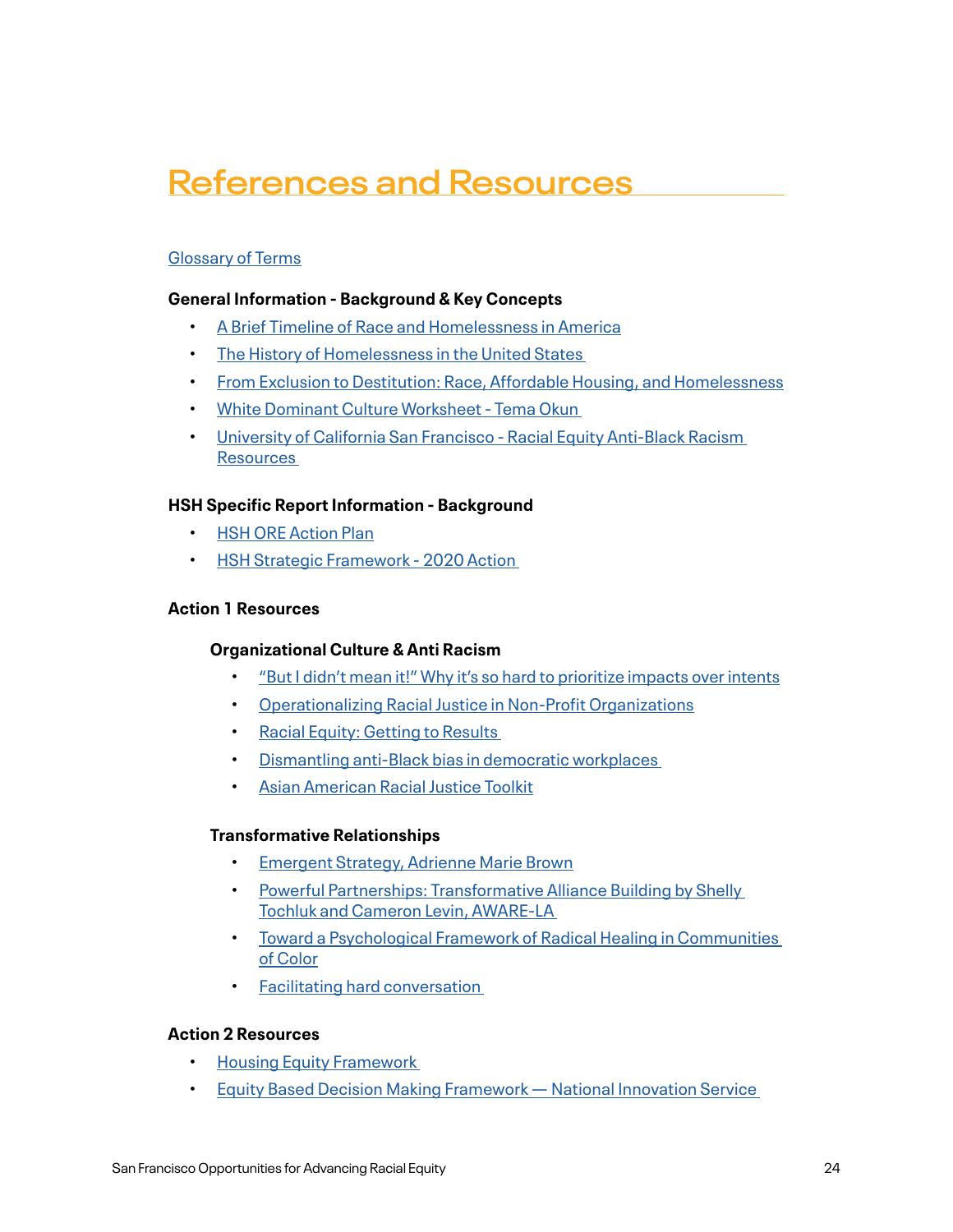# References and Resources

Glossary of Terms

**General Information - Background & Key Concepts**

- A Brief Timeline of Race and Homelessness in America
- The History of Homelessness in the United States
- From Exclusion to Destitution: Race, Affordable Housing, and Homelessness
- White Dominant Culture Worksheet - Tema Okun
- University of California San Francisco - Racial Equity Anti-Black Racism Resources

**HSH Specific Report Information - Background**

- HSH ORE Action Plan
- HSH Strategic Framework - 2020 Action

**Action 1 Resources**

**Organizational Culture & Anti Racism**

- "But I didn't mean it!" Why it's so hard to prioritize impacts over intents
- Operationalizing Racial Justice in Non-Profit Organizations
- Racial Equity: Getting to Results
- Dismantling anti-Black bias in democratic workplaces
- Asian American Racial Justice Toolkit

**Transformative Relationships**

- Emergent Strategy, Adrienne Marie Brown
- Powerful Partnerships: Transformative Alliance Building by Shelly Tochluk and Cameron Levin, AWARE-LA
- Toward a Psychological Framework of Radical Healing in Communities of Color
- Facilitating hard conversation

**Action 2 Resources**

- Housing Equity Framework
- Equity Based Decision Making Framework — National Innovation Service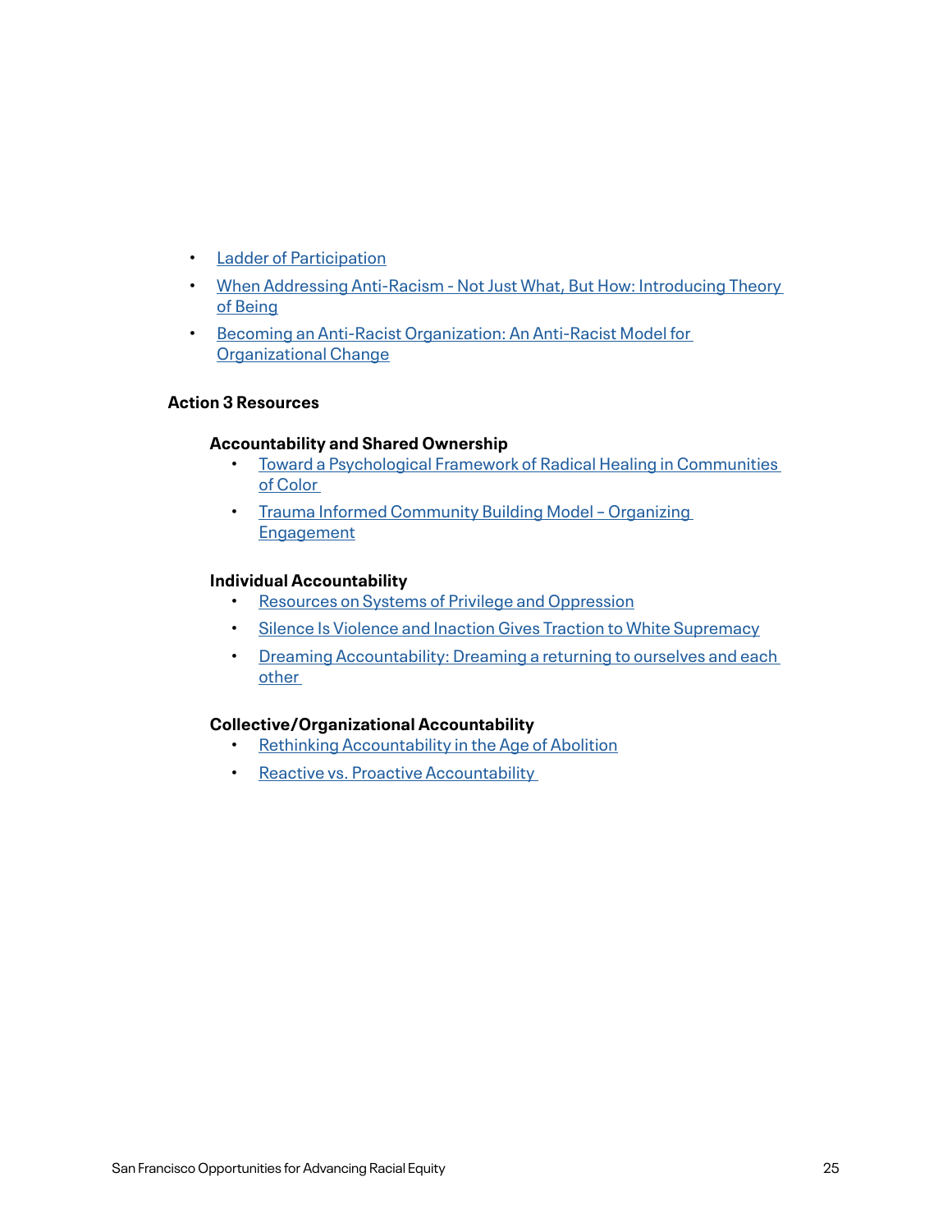- Ladder of Participation
- When Addressing Anti-Racism - Not Just What, But How: Introducing Theory of Being
- Becoming an Anti-Racist Organization: An Anti-Racist Model for Organizational Change

**Action 3 Resources**

**Accountability and Shared Ownership**

- Toward a Psychological Framework of Radical Healing in Communities of Color
- Trauma Informed Community Building Model – Organizing Engagement

**Individual Accountability**

- Resources on Systems of Privilege and Oppression
- Silence Is Violence and Inaction Gives Traction to White Supremacy
- Dreaming Accountability: Dreaming a returning to ourselves and each other

**Collective/Organizational Accountability**

- Rethinking Accountability in the Age of Abolition
- Reactive vs. Proactive Accountability